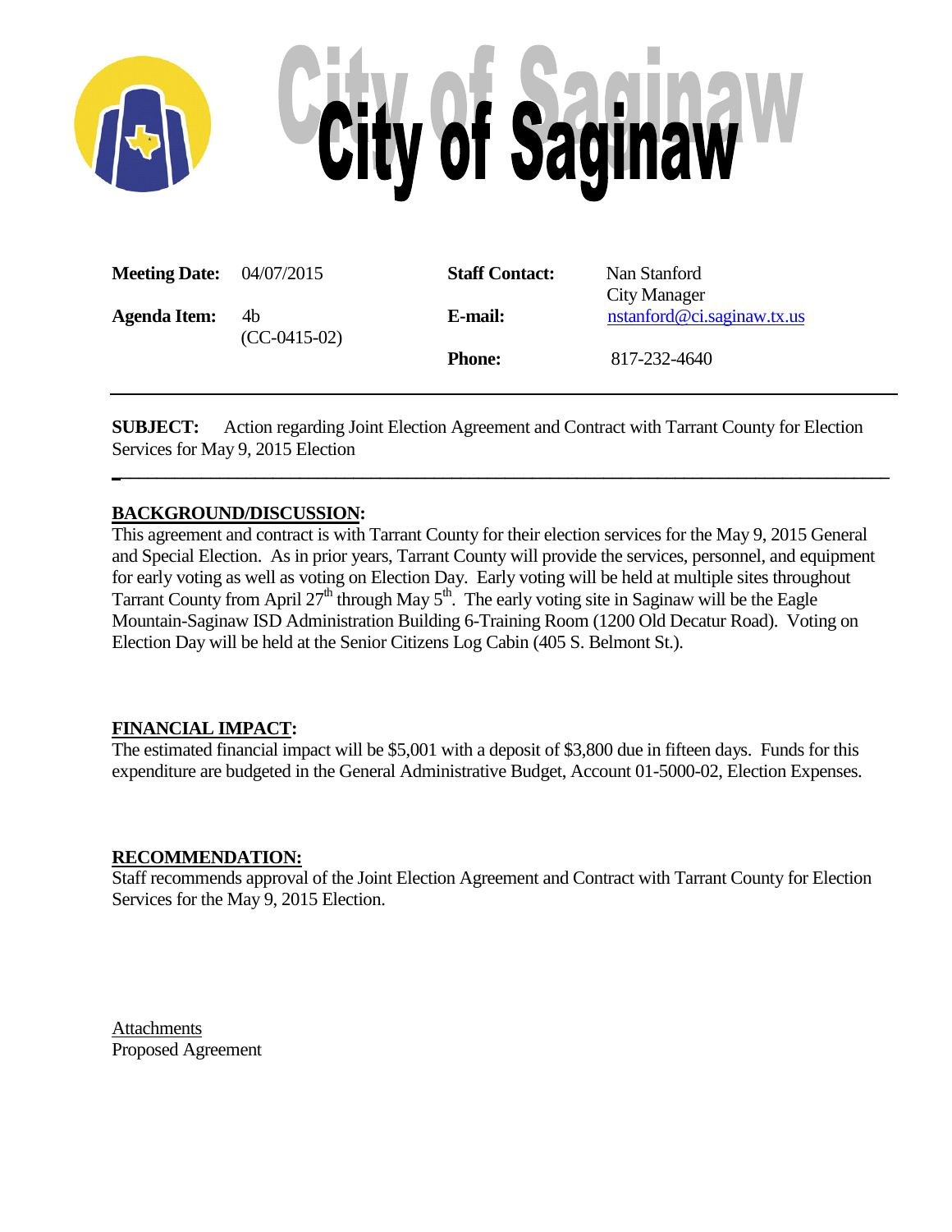# City of Saginaw

| | | | |
|---|---|---|---|
| **Meeting Date:** | 04/07/2015 | **Staff Contact:** | Nan Stanford<br>City Manager |
| **Agenda Item:** | 4b<br>(CC-0415-02) | **E-mail:** | nstanford@ci.saginaw.tx.us |
| | | **Phone:** | 817-232-4640 |

**SUBJECT:** Action regarding Joint Election Agreement and Contract with Tarrant County for Election Services for May 9, 2015 Election

## BACKGROUND/DISCUSSION:

This agreement and contract is with Tarrant County for their election services for the May 9, 2015 General and Special Election. As in prior years, Tarrant County will provide the services, personnel, and equipment for early voting as well as voting on Election Day. Early voting will be held at multiple sites throughout Tarrant County from April 27th through May 5th. The early voting site in Saginaw will be the Eagle Mountain-Saginaw ISD Administration Building 6-Training Room (1200 Old Decatur Road). Voting on Election Day will be held at the Senior Citizens Log Cabin (405 S. Belmont St.).

## FINANCIAL IMPACT:

The estimated financial impact will be $5,001 with a deposit of $3,800 due in fifteen days. Funds for this expenditure are budgeted in the General Administrative Budget, Account 01-5000-02, Election Expenses.

## RECOMMENDATION:

Staff recommends approval of the Joint Election Agreement and Contract with Tarrant County for Election Services for the May 9, 2015 Election.

Attachments
Proposed Agreement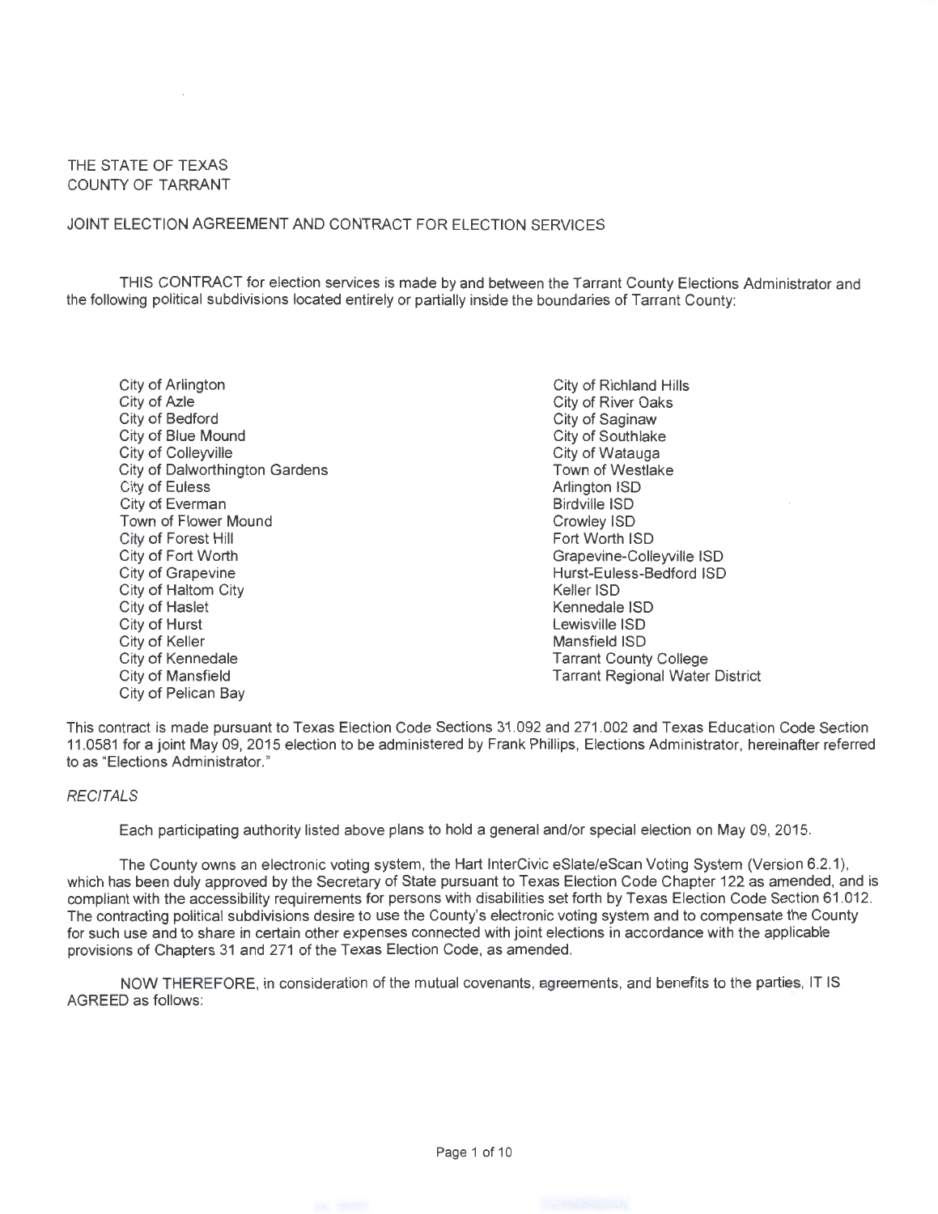THE STATE OF TEXAS
COUNTY OF TARRANT

JOINT ELECTION AGREEMENT AND CONTRACT FOR ELECTION SERVICES

THIS CONTRACT for election services is made by and between the Tarrant County Elections Administrator and the following political subdivisions located entirely or partially inside the boundaries of Tarrant County:

City of Arlington
City of Azle
City of Bedford
City of Blue Mound
City of Colleyville
City of Dalworthington Gardens
City of Euless
City of Everman
Town of Flower Mound
City of Forest Hill
City of Fort Worth
City of Grapevine
City of Haltom City
City of Haslet
City of Hurst
City of Keller
City of Kennedale
City of Mansfield
City of Pelican Bay
City of Richland Hills
City of River Oaks
City of Saginaw
City of Southlake
City of Watauga
Town of Westlake
Arlington ISD
Birdville ISD
Crowley ISD
Fort Worth ISD
Grapevine-Colleyville ISD
Hurst-Euless-Bedford ISD
Keller ISD
Kennedale ISD
Lewisville ISD
Mansfield ISD
Tarrant County College
Tarrant Regional Water District

This contract is made pursuant to Texas Election Code Sections 31.092 and 271.002 and Texas Education Code Section 11.0581 for a joint May 09, 2015 election to be administered by Frank Phillips, Elections Administrator, hereinafter referred to as "Elections Administrator."

*RECITALS*

Each participating authority listed above plans to hold a general and/or special election on May 09, 2015.

The County owns an electronic voting system, the Hart InterCivic eSlate/eScan Voting System (Version 6.2.1), which has been duly approved by the Secretary of State pursuant to Texas Election Code Chapter 122 as amended, and is compliant with the accessibility requirements for persons with disabilities set forth by Texas Election Code Section 61.012. The contracting political subdivisions desire to use the County's electronic voting system and to compensate the County for such use and to share in certain other expenses connected with joint elections in accordance with the applicable provisions of Chapters 31 and 271 of the Texas Election Code, as amended.

NOW THEREFORE, in consideration of the mutual covenants, agreements, and benefits to the parties, IT IS AGREED as follows: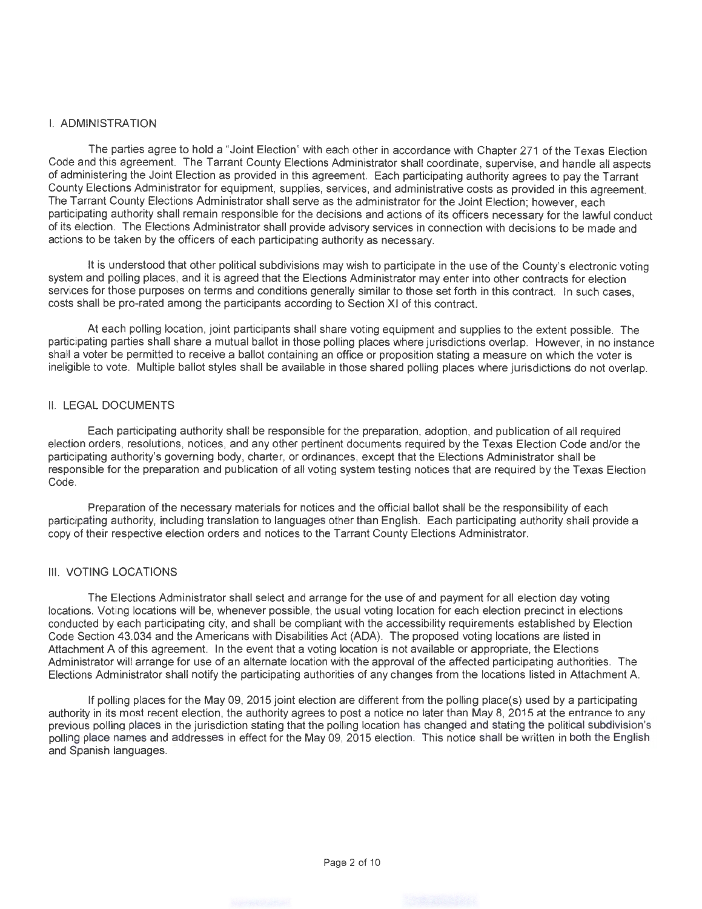## I. ADMINISTRATION

The parties agree to hold a "Joint Election" with each other in accordance with Chapter 271 of the Texas Election Code and this agreement. The Tarrant County Elections Administrator shall coordinate, supervise, and handle all aspects of administering the Joint Election as provided in this agreement. Each participating authority agrees to pay the Tarrant County Elections Administrator for equipment, supplies, services, and administrative costs as provided in this agreement. The Tarrant County Elections Administrator shall serve as the administrator for the Joint Election; however, each participating authority shall remain responsible for the decisions and actions of its officers necessary for the lawful conduct of its election. The Elections Administrator shall provide advisory services in connection with decisions to be made and actions to be taken by the officers of each participating authority as necessary.

It is understood that other political subdivisions may wish to participate in the use of the County's electronic voting system and polling places, and it is agreed that the Elections Administrator may enter into other contracts for election services for those purposes on terms and conditions generally similar to those set forth in this contract. In such cases, costs shall be pro-rated among the participants according to Section XI of this contract.

At each polling location, joint participants shall share voting equipment and supplies to the extent possible. The participating parties shall share a mutual ballot in those polling places where jurisdictions overlap. However, in no instance shall a voter be permitted to receive a ballot containing an office or proposition stating a measure on which the voter is ineligible to vote. Multiple ballot styles shall be available in those shared polling places where jurisdictions do not overlap.

## II. LEGAL DOCUMENTS

Each participating authority shall be responsible for the preparation, adoption, and publication of all required election orders, resolutions, notices, and any other pertinent documents required by the Texas Election Code and/or the participating authority's governing body, charter, or ordinances, except that the Elections Administrator shall be responsible for the preparation and publication of all voting system testing notices that are required by the Texas Election Code.

Preparation of the necessary materials for notices and the official ballot shall be the responsibility of each participating authority, including translation to languages other than English. Each participating authority shall provide a copy of their respective election orders and notices to the Tarrant County Elections Administrator.

## III. VOTING LOCATIONS

The Elections Administrator shall select and arrange for the use of and payment for all election day voting locations. Voting locations will be, whenever possible, the usual voting location for each election precinct in elections conducted by each participating city, and shall be compliant with the accessibility requirements established by Election Code Section 43.034 and the Americans with Disabilities Act (ADA). The proposed voting locations are listed in Attachment A of this agreement. In the event that a voting location is not available or appropriate, the Elections Administrator will arrange for use of an alternate location with the approval of the affected participating authorities. The Elections Administrator shall notify the participating authorities of any changes from the locations listed in Attachment A.

If polling places for the May 09, 2015 joint election are different from the polling place(s) used by a participating authority in its most recent election, the authority agrees to post a notice no later than May 8, 2015 at the entrance to any previous polling places in the jurisdiction stating that the polling location has changed and stating the political subdivision's polling place names and addresses in effect for the May 09, 2015 election. This notice shall be written in both the English and Spanish languages.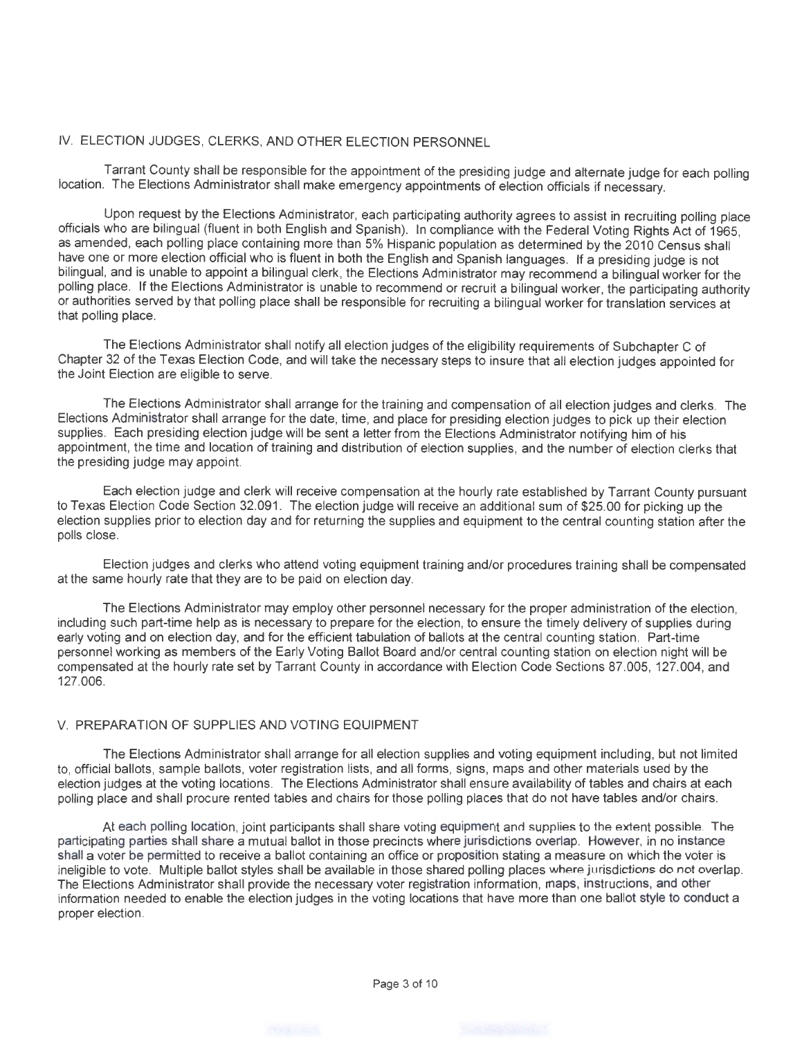## IV. ELECTION JUDGES, CLERKS, AND OTHER ELECTION PERSONNEL

Tarrant County shall be responsible for the appointment of the presiding judge and alternate judge for each polling location. The Elections Administrator shall make emergency appointments of election officials if necessary.

Upon request by the Elections Administrator, each participating authority agrees to assist in recruiting polling place officials who are bilingual (fluent in both English and Spanish). In compliance with the Federal Voting Rights Act of 1965, as amended, each polling place containing more than 5% Hispanic population as determined by the 2010 Census shall have one or more election official who is fluent in both the English and Spanish languages. If a presiding judge is not bilingual, and is unable to appoint a bilingual clerk, the Elections Administrator may recommend a bilingual worker for the polling place. If the Elections Administrator is unable to recommend or recruit a bilingual worker, the participating authority or authorities served by that polling place shall be responsible for recruiting a bilingual worker for translation services at that polling place.

The Elections Administrator shall notify all election judges of the eligibility requirements of Subchapter C of Chapter 32 of the Texas Election Code, and will take the necessary steps to insure that all election judges appointed for the Joint Election are eligible to serve.

The Elections Administrator shall arrange for the training and compensation of all election judges and clerks. The Elections Administrator shall arrange for the date, time, and place for presiding election judges to pick up their election supplies. Each presiding election judge will be sent a letter from the Elections Administrator notifying him of his appointment, the time and location of training and distribution of election supplies, and the number of election clerks that the presiding judge may appoint.

Each election judge and clerk will receive compensation at the hourly rate established by Tarrant County pursuant to Texas Election Code Section 32.091. The election judge will receive an additional sum of $25.00 for picking up the election supplies prior to election day and for returning the supplies and equipment to the central counting station after the polls close.

Election judges and clerks who attend voting equipment training and/or procedures training shall be compensated at the same hourly rate that they are to be paid on election day.

The Elections Administrator may employ other personnel necessary for the proper administration of the election, including such part-time help as is necessary to prepare for the election, to ensure the timely delivery of supplies during early voting and on election day, and for the efficient tabulation of ballots at the central counting station. Part-time personnel working as members of the Early Voting Ballot Board and/or central counting station on election night will be compensated at the hourly rate set by Tarrant County in accordance with Election Code Sections 87.005, 127.004, and 127.006.

## V. PREPARATION OF SUPPLIES AND VOTING EQUIPMENT

The Elections Administrator shall arrange for all election supplies and voting equipment including, but not limited to, official ballots, sample ballots, voter registration lists, and all forms, signs, maps and other materials used by the election judges at the voting locations. The Elections Administrator shall ensure availability of tables and chairs at each polling place and shall procure rented tables and chairs for those polling places that do not have tables and/or chairs.

At each polling location, joint participants shall share voting equipment and supplies to the extent possible. The participating parties shall share a mutual ballot in those precincts where jurisdictions overlap. However, in no instance shall a voter be permitted to receive a ballot containing an office or proposition stating a measure on which the voter is ineligible to vote. Multiple ballot styles shall be available in those shared polling places where jurisdictions do not overlap. The Elections Administrator shall provide the necessary voter registration information, maps, instructions, and other information needed to enable the election judges in the voting locations that have more than one ballot style to conduct a proper election.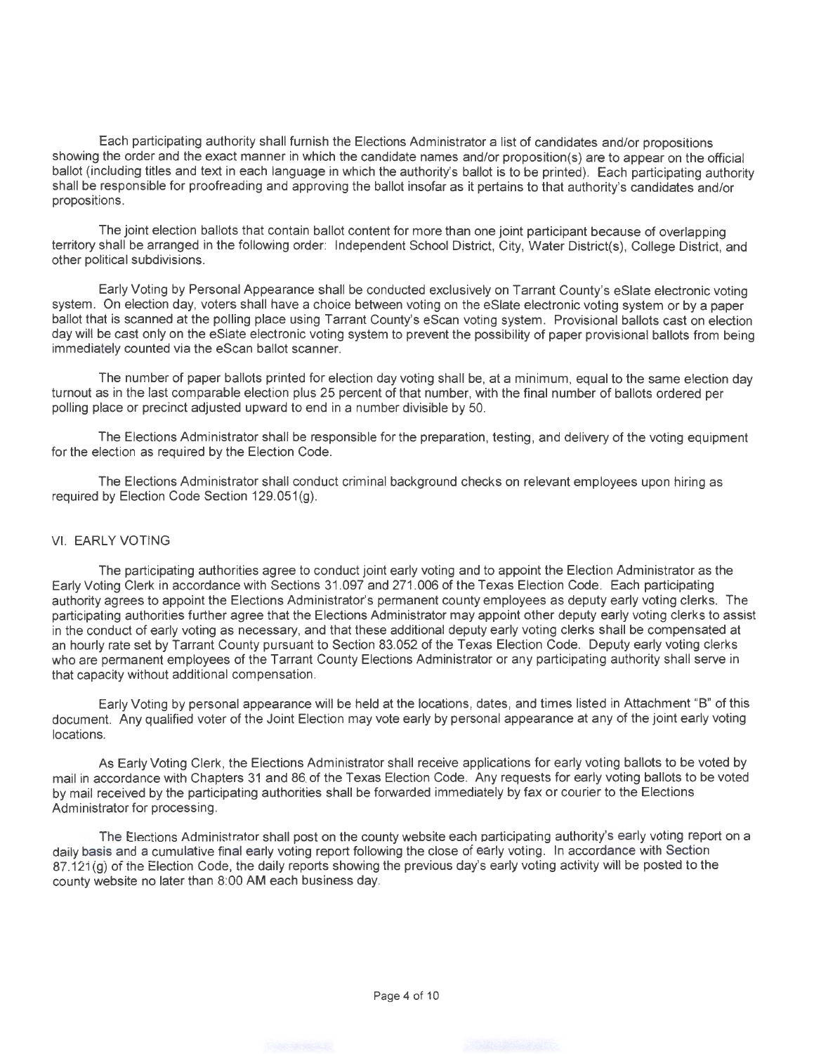Each participating authority shall furnish the Elections Administrator a list of candidates and/or propositions showing the order and the exact manner in which the candidate names and/or proposition(s) are to appear on the official ballot (including titles and text in each language in which the authority's ballot is to be printed). Each participating authority shall be responsible for proofreading and approving the ballot insofar as it pertains to that authority's candidates and/or propositions.

The joint election ballots that contain ballot content for more than one joint participant because of overlapping territory shall be arranged in the following order: Independent School District, City, Water District(s), College District, and other political subdivisions.

Early Voting by Personal Appearance shall be conducted exclusively on Tarrant County's eSlate electronic voting system. On election day, voters shall have a choice between voting on the eSlate electronic voting system or by a paper ballot that is scanned at the polling place using Tarrant County's eScan voting system. Provisional ballots cast on election day will be cast only on the eSlate electronic voting system to prevent the possibility of paper provisional ballots from being immediately counted via the eScan ballot scanner.

The number of paper ballots printed for election day voting shall be, at a minimum, equal to the same election day turnout as in the last comparable election plus 25 percent of that number, with the final number of ballots ordered per polling place or precinct adjusted upward to end in a number divisible by 50.

The Elections Administrator shall be responsible for the preparation, testing, and delivery of the voting equipment for the election as required by the Election Code.

The Elections Administrator shall conduct criminal background checks on relevant employees upon hiring as required by Election Code Section 129.051(g).

## VI. EARLY VOTING

The participating authorities agree to conduct joint early voting and to appoint the Election Administrator as the Early Voting Clerk in accordance with Sections 31.097 and 271.006 of the Texas Election Code. Each participating authority agrees to appoint the Elections Administrator's permanent county employees as deputy early voting clerks. The participating authorities further agree that the Elections Administrator may appoint other deputy early voting clerks to assist in the conduct of early voting as necessary, and that these additional deputy early voting clerks shall be compensated at an hourly rate set by Tarrant County pursuant to Section 83.052 of the Texas Election Code. Deputy early voting clerks who are permanent employees of the Tarrant County Elections Administrator or any participating authority shall serve in that capacity without additional compensation.

Early Voting by personal appearance will be held at the locations, dates, and times listed in Attachment "B" of this document. Any qualified voter of the Joint Election may vote early by personal appearance at any of the joint early voting locations.

As Early Voting Clerk, the Elections Administrator shall receive applications for early voting ballots to be voted by mail in accordance with Chapters 31 and 86 of the Texas Election Code. Any requests for early voting ballots to be voted by mail received by the participating authorities shall be forwarded immediately by fax or courier to the Elections Administrator for processing.

The Elections Administrator shall post on the county website each participating authority's early voting report on a daily basis and a cumulative final early voting report following the close of early voting. In accordance with Section 87.121(g) of the Election Code, the daily reports showing the previous day's early voting activity will be posted to the county website no later than 8:00 AM each business day.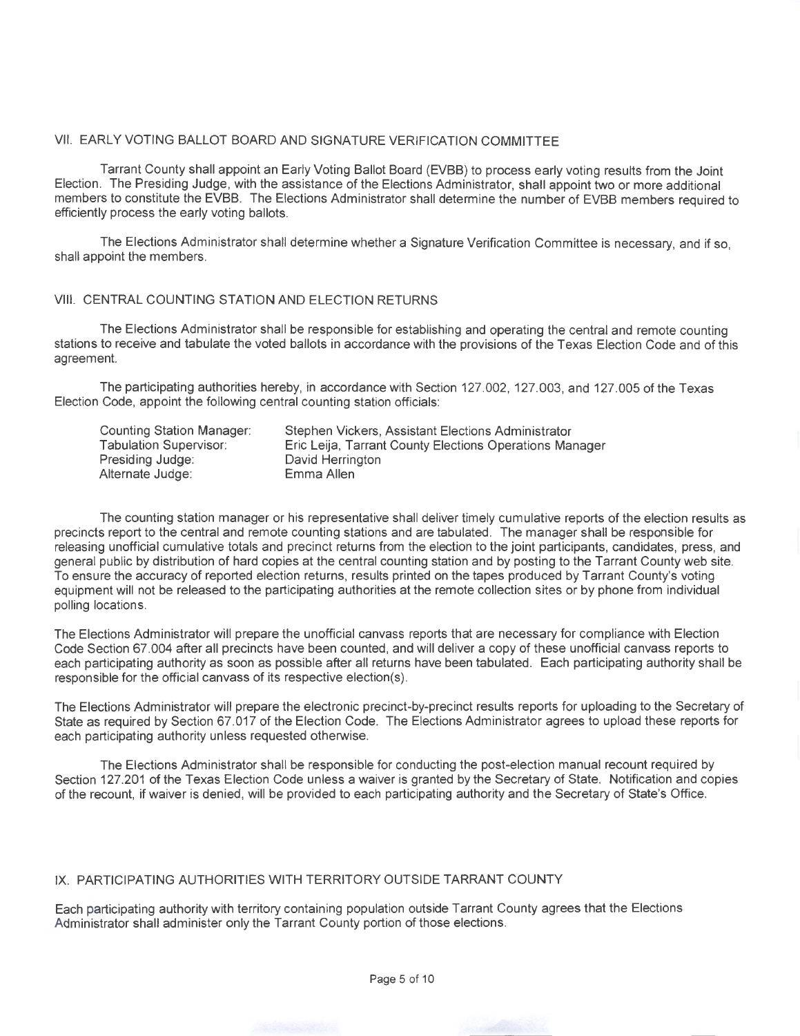## VII. EARLY VOTING BALLOT BOARD AND SIGNATURE VERIFICATION COMMITTEE

Tarrant County shall appoint an Early Voting Ballot Board (EVBB) to process early voting results from the Joint Election. The Presiding Judge, with the assistance of the Elections Administrator, shall appoint two or more additional members to constitute the EVBB. The Elections Administrator shall determine the number of EVBB members required to efficiently process the early voting ballots.

The Elections Administrator shall determine whether a Signature Verification Committee is necessary, and if so, shall appoint the members.

## VIII. CENTRAL COUNTING STATION AND ELECTION RETURNS

The Elections Administrator shall be responsible for establishing and operating the central and remote counting stations to receive and tabulate the voted ballots in accordance with the provisions of the Texas Election Code and of this agreement.

The participating authorities hereby, in accordance with Section 127.002, 127.003, and 127.005 of the Texas Election Code, appoint the following central counting station officials:

| | |
|---|---|
| Counting Station Manager: | Stephen Vickers, Assistant Elections Administrator |
| Tabulation Supervisor: | Eric Leija, Tarrant County Elections Operations Manager |
| Presiding Judge: | David Herrington |
| Alternate Judge: | Emma Allen |

The counting station manager or his representative shall deliver timely cumulative reports of the election results as precincts report to the central and remote counting stations and are tabulated. The manager shall be responsible for releasing unofficial cumulative totals and precinct returns from the election to the joint participants, candidates, press, and general public by distribution of hard copies at the central counting station and by posting to the Tarrant County web site. To ensure the accuracy of reported election returns, results printed on the tapes produced by Tarrant County's voting equipment will not be released to the participating authorities at the remote collection sites or by phone from individual polling locations.

The Elections Administrator will prepare the unofficial canvass reports that are necessary for compliance with Election Code Section 67.004 after all precincts have been counted, and will deliver a copy of these unofficial canvass reports to each participating authority as soon as possible after all returns have been tabulated. Each participating authority shall be responsible for the official canvass of its respective election(s).

The Elections Administrator will prepare the electronic precinct-by-precinct results reports for uploading to the Secretary of State as required by Section 67.017 of the Election Code. The Elections Administrator agrees to upload these reports for each participating authority unless requested otherwise.

The Elections Administrator shall be responsible for conducting the post-election manual recount required by Section 127.201 of the Texas Election Code unless a waiver is granted by the Secretary of State. Notification and copies of the recount, if waiver is denied, will be provided to each participating authority and the Secretary of State's Office.

## IX. PARTICIPATING AUTHORITIES WITH TERRITORY OUTSIDE TARRANT COUNTY

Each participating authority with territory containing population outside Tarrant County agrees that the Elections Administrator shall administer only the Tarrant County portion of those elections.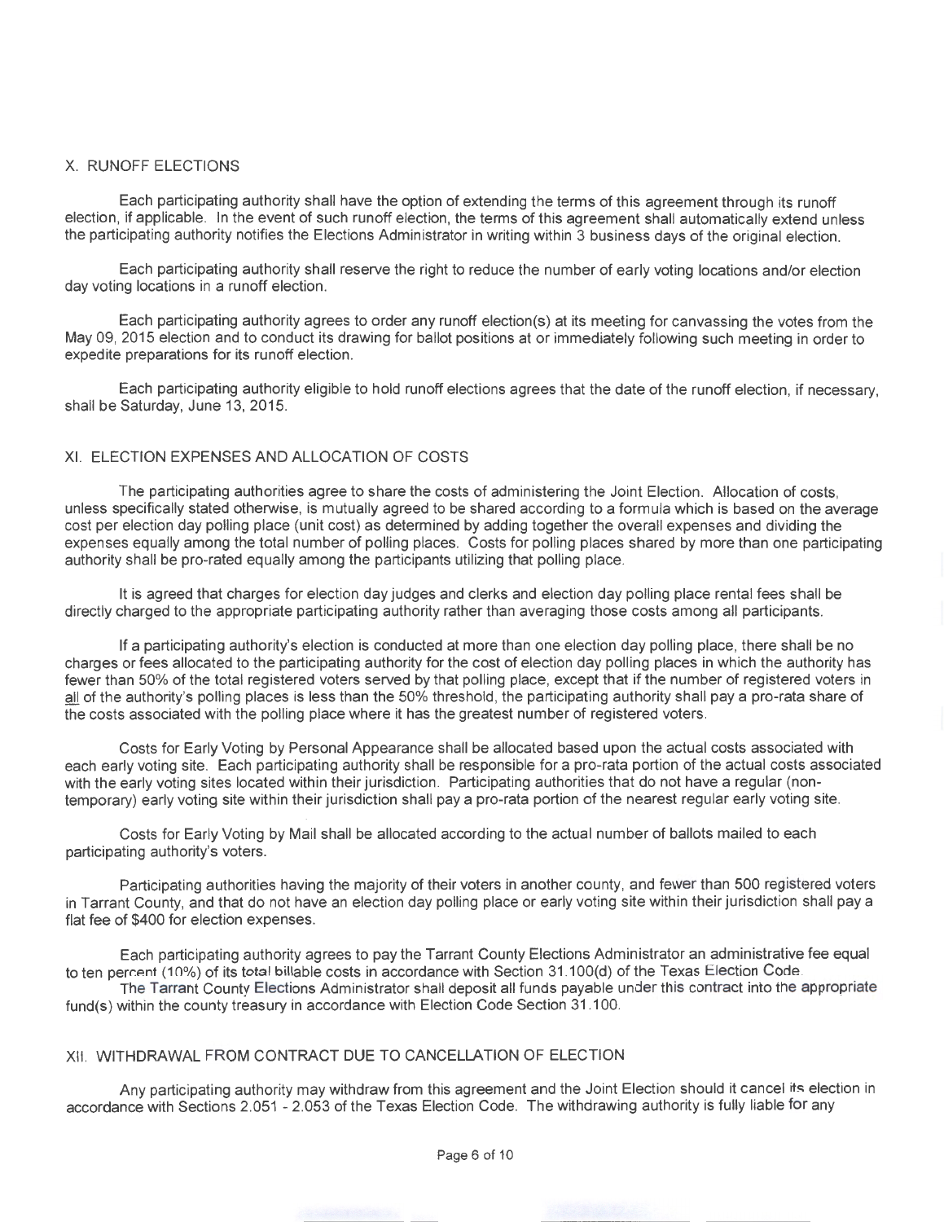## X. RUNOFF ELECTIONS

Each participating authority shall have the option of extending the terms of this agreement through its runoff election, if applicable. In the event of such runoff election, the terms of this agreement shall automatically extend unless the participating authority notifies the Elections Administrator in writing within 3 business days of the original election.

Each participating authority shall reserve the right to reduce the number of early voting locations and/or election day voting locations in a runoff election.

Each participating authority agrees to order any runoff election(s) at its meeting for canvassing the votes from the May 09, 2015 election and to conduct its drawing for ballot positions at or immediately following such meeting in order to expedite preparations for its runoff election.

Each participating authority eligible to hold runoff elections agrees that the date of the runoff election, if necessary, shall be Saturday, June 13, 2015.

## XI. ELECTION EXPENSES AND ALLOCATION OF COSTS

The participating authorities agree to share the costs of administering the Joint Election. Allocation of costs, unless specifically stated otherwise, is mutually agreed to be shared according to a formula which is based on the average cost per election day polling place (unit cost) as determined by adding together the overall expenses and dividing the expenses equally among the total number of polling places. Costs for polling places shared by more than one participating authority shall be pro-rated equally among the participants utilizing that polling place.

It is agreed that charges for election day judges and clerks and election day polling place rental fees shall be directly charged to the appropriate participating authority rather than averaging those costs among all participants.

If a participating authority's election is conducted at more than one election day polling place, there shall be no charges or fees allocated to the participating authority for the cost of election day polling places in which the authority has fewer than 50% of the total registered voters served by that polling place, except that if the number of registered voters in all of the authority's polling places is less than the 50% threshold, the participating authority shall pay a pro-rata share of the costs associated with the polling place where it has the greatest number of registered voters.

Costs for Early Voting by Personal Appearance shall be allocated based upon the actual costs associated with each early voting site. Each participating authority shall be responsible for a pro-rata portion of the actual costs associated with the early voting sites located within their jurisdiction. Participating authorities that do not have a regular (non-temporary) early voting site within their jurisdiction shall pay a pro-rata portion of the nearest regular early voting site.

Costs for Early Voting by Mail shall be allocated according to the actual number of ballots mailed to each participating authority's voters.

Participating authorities having the majority of their voters in another county, and fewer than 500 registered voters in Tarrant County, and that do not have an election day polling place or early voting site within their jurisdiction shall pay a flat fee of $400 for election expenses.

Each participating authority agrees to pay the Tarrant County Elections Administrator an administrative fee equal to ten percent (10%) of its total billable costs in accordance with Section 31.100(d) of the Texas Election Code.

The Tarrant County Elections Administrator shall deposit all funds payable under this contract into the appropriate fund(s) within the county treasury in accordance with Election Code Section 31.100.

## XII. WITHDRAWAL FROM CONTRACT DUE TO CANCELLATION OF ELECTION

Any participating authority may withdraw from this agreement and the Joint Election should it cancel its election in accordance with Sections 2.051 - 2.053 of the Texas Election Code. The withdrawing authority is fully liable for any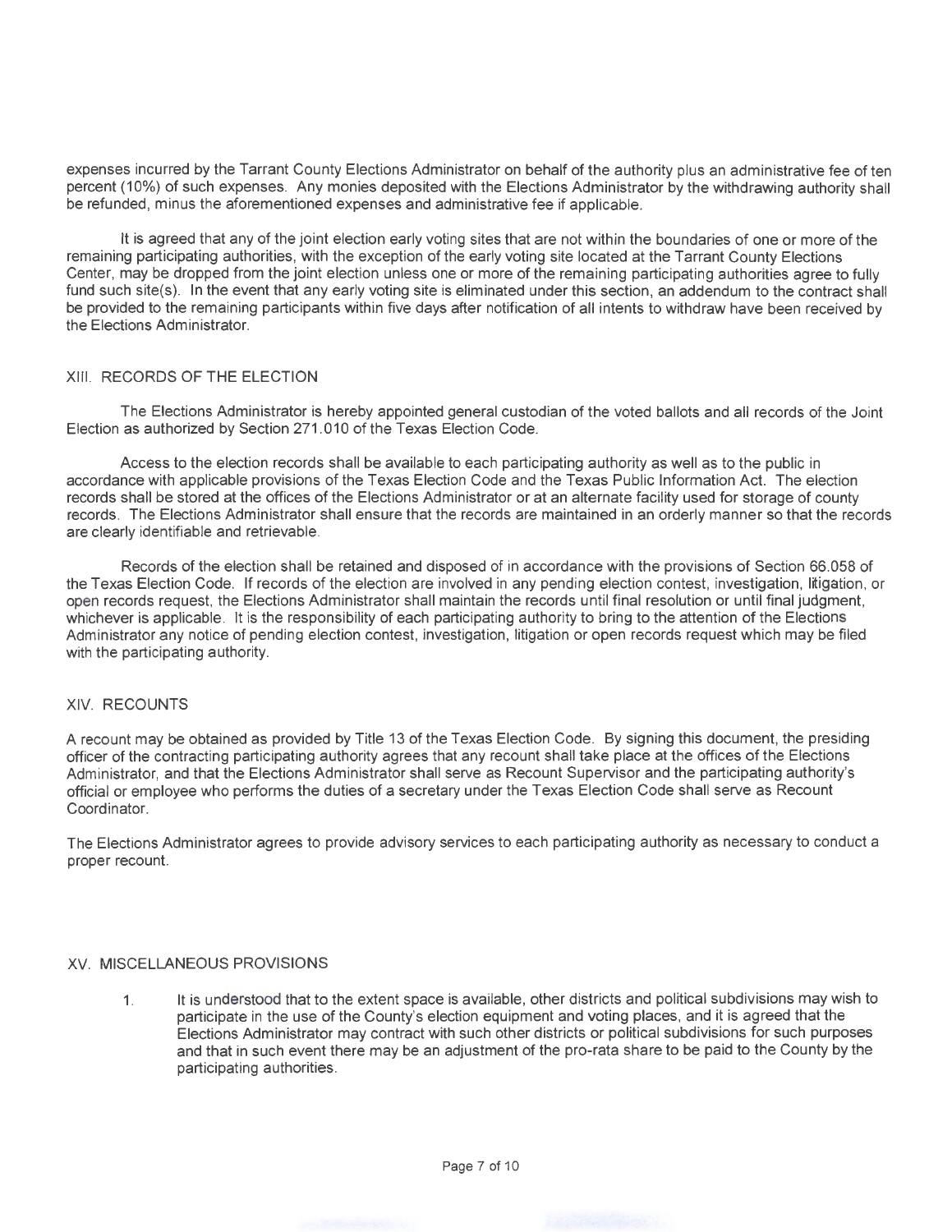expenses incurred by the Tarrant County Elections Administrator on behalf of the authority plus an administrative fee of ten percent (10%) of such expenses. Any monies deposited with the Elections Administrator by the withdrawing authority shall be refunded, minus the aforementioned expenses and administrative fee if applicable.

It is agreed that any of the joint election early voting sites that are not within the boundaries of one or more of the remaining participating authorities, with the exception of the early voting site located at the Tarrant County Elections Center, may be dropped from the joint election unless one or more of the remaining participating authorities agree to fully fund such site(s). In the event that any early voting site is eliminated under this section, an addendum to the contract shall be provided to the remaining participants within five days after notification of all intents to withdraw have been received by the Elections Administrator.

## XIII. RECORDS OF THE ELECTION

The Elections Administrator is hereby appointed general custodian of the voted ballots and all records of the Joint Election as authorized by Section 271.010 of the Texas Election Code.

Access to the election records shall be available to each participating authority as well as to the public in accordance with applicable provisions of the Texas Election Code and the Texas Public Information Act. The election records shall be stored at the offices of the Elections Administrator or at an alternate facility used for storage of county records. The Elections Administrator shall ensure that the records are maintained in an orderly manner so that the records are clearly identifiable and retrievable.

Records of the election shall be retained and disposed of in accordance with the provisions of Section 66.058 of the Texas Election Code. If records of the election are involved in any pending election contest, investigation, litigation, or open records request, the Elections Administrator shall maintain the records until final resolution or until final judgment, whichever is applicable. It is the responsibility of each participating authority to bring to the attention of the Elections Administrator any notice of pending election contest, investigation, litigation or open records request which may be filed with the participating authority.

## XIV. RECOUNTS

A recount may be obtained as provided by Title 13 of the Texas Election Code. By signing this document, the presiding officer of the contracting participating authority agrees that any recount shall take place at the offices of the Elections Administrator, and that the Elections Administrator shall serve as Recount Supervisor and the participating authority's official or employee who performs the duties of a secretary under the Texas Election Code shall serve as Recount Coordinator.

The Elections Administrator agrees to provide advisory services to each participating authority as necessary to conduct a proper recount.

## XV. MISCELLANEOUS PROVISIONS

1. It is understood that to the extent space is available, other districts and political subdivisions may wish to participate in the use of the County's election equipment and voting places, and it is agreed that the Elections Administrator may contract with such other districts or political subdivisions for such purposes and that in such event there may be an adjustment of the pro-rata share to be paid to the County by the participating authorities.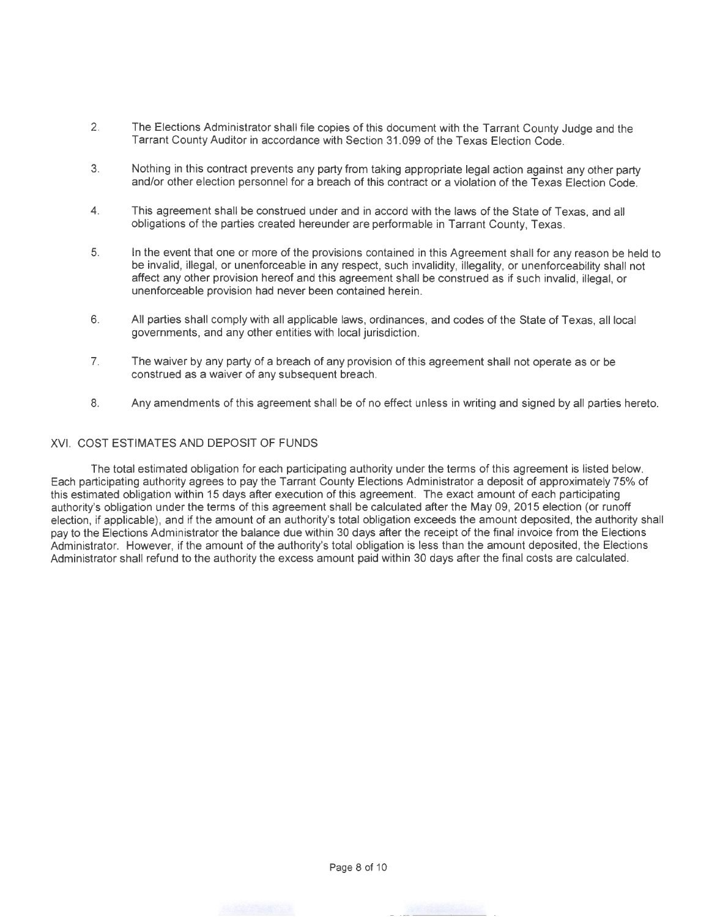2. The Elections Administrator shall file copies of this document with the Tarrant County Judge and the Tarrant County Auditor in accordance with Section 31.099 of the Texas Election Code.

3. Nothing in this contract prevents any party from taking appropriate legal action against any other party and/or other election personnel for a breach of this contract or a violation of the Texas Election Code.

4. This agreement shall be construed under and in accord with the laws of the State of Texas, and all obligations of the parties created hereunder are performable in Tarrant County, Texas.

5. In the event that one or more of the provisions contained in this Agreement shall for any reason be held to be invalid, illegal, or unenforceable in any respect, such invalidity, illegality, or unenforceability shall not affect any other provision hereof and this agreement shall be construed as if such invalid, illegal, or unenforceable provision had never been contained herein.

6. All parties shall comply with all applicable laws, ordinances, and codes of the State of Texas, all local governments, and any other entities with local jurisdiction.

7. The waiver by any party of a breach of any provision of this agreement shall not operate as or be construed as a waiver of any subsequent breach.

8. Any amendments of this agreement shall be of no effect unless in writing and signed by all parties hereto.

## XVI. COST ESTIMATES AND DEPOSIT OF FUNDS

The total estimated obligation for each participating authority under the terms of this agreement is listed below. Each participating authority agrees to pay the Tarrant County Elections Administrator a deposit of approximately 75% of this estimated obligation within 15 days after execution of this agreement. The exact amount of each participating authority's obligation under the terms of this agreement shall be calculated after the May 09, 2015 election (or runoff election, if applicable), and if the amount of an authority's total obligation exceeds the amount deposited, the authority shall pay to the Elections Administrator the balance due within 30 days after the receipt of the final invoice from the Elections Administrator. However, if the amount of the authority's total obligation is less than the amount deposited, the Elections Administrator shall refund to the authority the excess amount paid within 30 days after the final costs are calculated.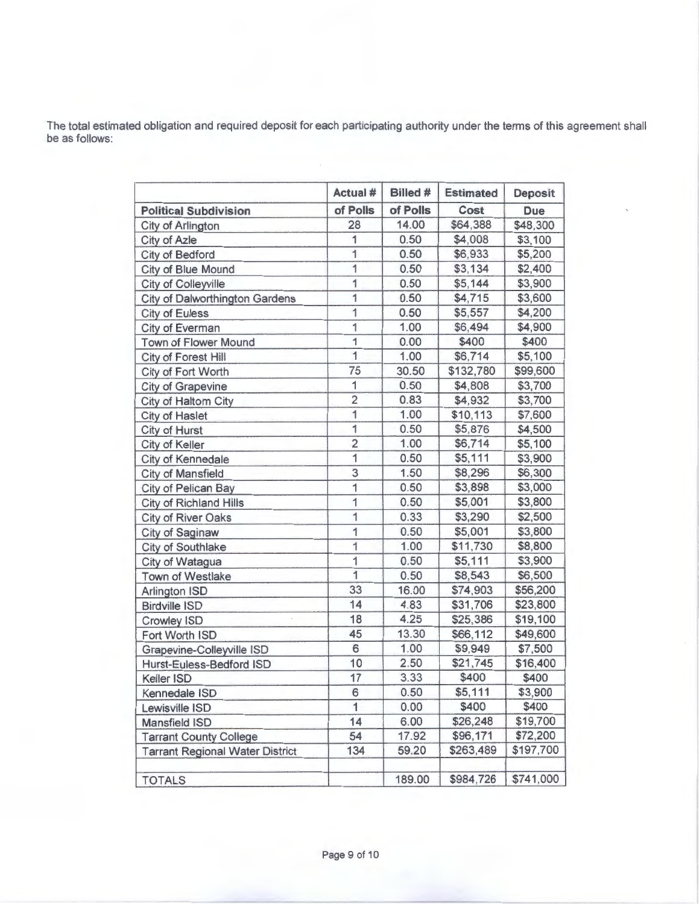The total estimated obligation and required deposit for each participating authority under the terms of this agreement shall be as follows:

| Political Subdivision | Actual # of Polls | Billed # of Polls | Estimated Cost | Deposit Due |
|---|---|---|---|---|
| City of Arlington | 28 | 14.00 | $64,388 | $48,300 |
| City of Azle | 1 | 0.50 | $4,008 | $3,100 |
| City of Bedford | 1 | 0.50 | $6,933 | $5,200 |
| City of Blue Mound | 1 | 0.50 | $3,134 | $2,400 |
| City of Colleyville | 1 | 0.50 | $5,144 | $3,900 |
| City of Dalworthington Gardens | 1 | 0.50 | $4,715 | $3,600 |
| City of Euless | 1 | 0.50 | $5,557 | $4,200 |
| City of Everman | 1 | 1.00 | $6,494 | $4,900 |
| Town of Flower Mound | 1 | 0.00 | $400 | $400 |
| City of Forest Hill | 1 | 1.00 | $6,714 | $5,100 |
| City of Fort Worth | 75 | 30.50 | $132,780 | $99,600 |
| City of Grapevine | 1 | 0.50 | $4,808 | $3,700 |
| City of Haltom City | 2 | 0.83 | $4,932 | $3,700 |
| City of Haslet | 1 | 1.00 | $10,113 | $7,600 |
| City of Hurst | 1 | 0.50 | $5,876 | $4,500 |
| City of Keller | 2 | 1.00 | $6,714 | $5,100 |
| City of Kennedale | 1 | 0.50 | $5,111 | $3,900 |
| City of Mansfield | 3 | 1.50 | $8,296 | $6,300 |
| City of Pelican Bay | 1 | 0.50 | $3,898 | $3,000 |
| City of Richland Hills | 1 | 0.50 | $5,001 | $3,800 |
| City of River Oaks | 1 | 0.33 | $3,290 | $2,500 |
| City of Saginaw | 1 | 0.50 | $5,001 | $3,800 |
| City of Southlake | 1 | 1.00 | $11,730 | $8,800 |
| City of Watagua | 1 | 0.50 | $5,111 | $3,900 |
| Town of Westlake | 1 | 0.50 | $8,543 | $6,500 |
| Arlington ISD | 33 | 16.00 | $74,903 | $56,200 |
| Birdville ISD | 14 | 4.83 | $31,706 | $23,800 |
| Crowley ISD | 18 | 4.25 | $25,386 | $19,100 |
| Fort Worth ISD | 45 | 13.30 | $66,112 | $49,600 |
| Grapevine-Colleyville ISD | 6 | 1.00 | $9,949 | $7,500 |
| Hurst-Euless-Bedford ISD | 10 | 2.50 | $21,745 | $16,400 |
| Keller ISD | 17 | 3.33 | $400 | $400 |
| Kennedale ISD | 6 | 0.50 | $5,111 | $3,900 |
| Lewisville ISD | 1 | 0.00 | $400 | $400 |
| Mansfield ISD | 14 | 6.00 | $26,248 | $19,700 |
| Tarrant County College | 54 | 17.92 | $96,171 | $72,200 |
| Tarrant Regional Water District | 134 | 59.20 | $263,489 | $197,700 |
| | | | | |
| TOTALS | | 189.00 | $984,726 | $741,000 |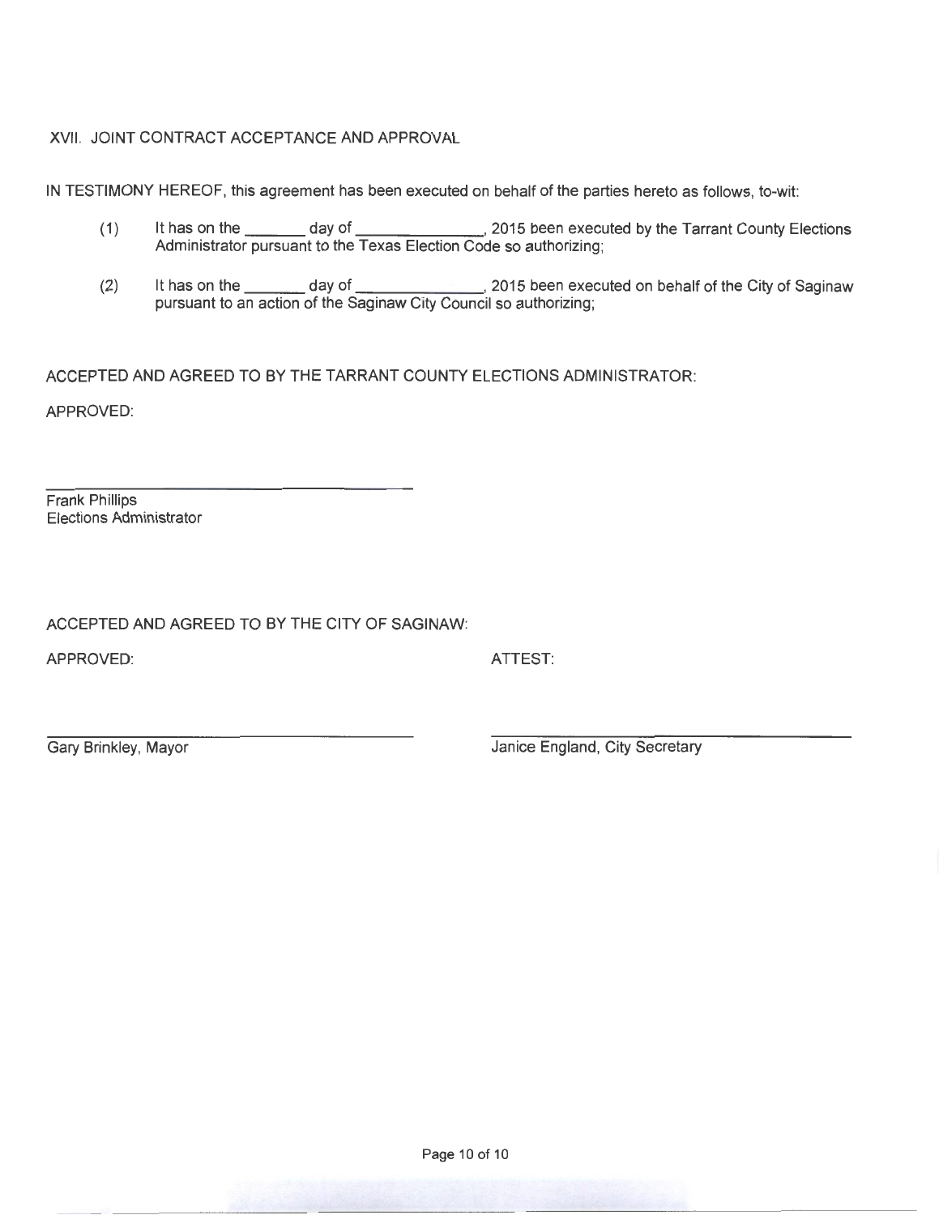## XVII. JOINT CONTRACT ACCEPTANCE AND APPROVAL

IN TESTIMONY HEREOF, this agreement has been executed on behalf of the parties hereto as follows, to-wit:

(1) It has on the _______ day of ______________, 2015 been executed by the Tarrant County Elections Administrator pursuant to the Texas Election Code so authorizing;

(2) It has on the _______ day of ______________, 2015 been executed on behalf of the City of Saginaw pursuant to an action of the Saginaw City Council so authorizing;

ACCEPTED AND AGREED TO BY THE TARRANT COUNTY ELECTIONS ADMINISTRATOR:

APPROVED:

______________________________
Frank Phillips
Elections Administrator

ACCEPTED AND AGREED TO BY THE CITY OF SAGINAW:

APPROVED:

______________________________
Gary Brinkley, Mayor

ATTEST:

______________________________
Janice England, City Secretary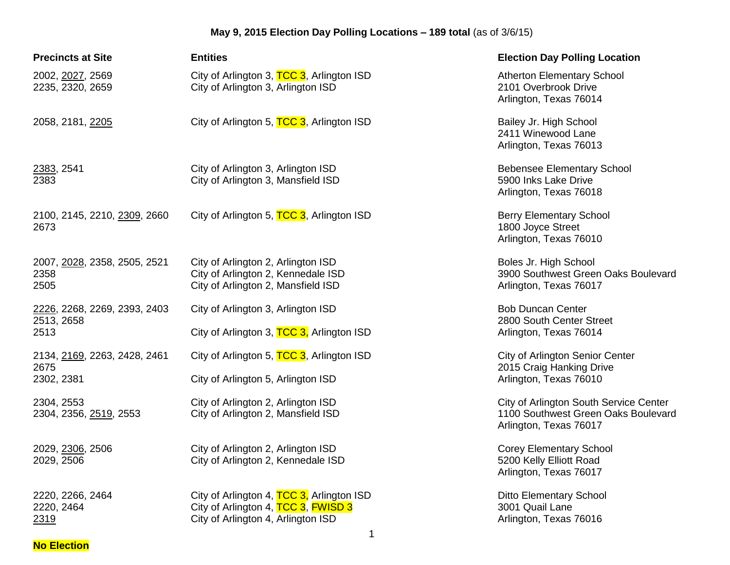**May 9, 2015 Election Day Polling Locations – 189 total** (as of 3/6/15)

| Precincts at Site | Entities | Election Day Polling Location |
|---|---|---|
| 2002, 2027, 2569 | City of Arlington 3, TCC 3, Arlington ISD | Atherton Elementary School |
| 2235, 2320, 2659 | City of Arlington 3, Arlington ISD | 2101 Overbrook Drive |
| | | Arlington, Texas 76014 |
| 2058, 2181, 2205 | City of Arlington 5, TCC 3, Arlington ISD | Bailey Jr. High School |
| | | 2411 Winewood Lane |
| | | Arlington, Texas 76013 |
| 2383, 2541 | City of Arlington 3, Arlington ISD | Bebensee Elementary School |
| 2383 | City of Arlington 3, Mansfield ISD | 5900 Inks Lake Drive |
| | | Arlington, Texas 76018 |
| 2100, 2145, 2210, 2309, 2660 2673 | City of Arlington 5, TCC 3, Arlington ISD | Berry Elementary School |
| | | 1800 Joyce Street |
| | | Arlington, Texas 76010 |
| 2007, 2028, 2358, 2505, 2521 | City of Arlington 2, Arlington ISD | Boles Jr. High School |
| 2358 | City of Arlington 2, Kennedale ISD | 3900 Southwest Green Oaks Boulevard |
| 2505 | City of Arlington 2, Mansfield ISD | Arlington, Texas 76017 |
| 2226, 2268, 2269, 2393, 2403 2513, 2658 | City of Arlington 3, Arlington ISD | Bob Duncan Center |
| | | 2800 South Center Street |
| 2513 | City of Arlington 3, TCC 3, Arlington ISD | Arlington, Texas 76014 |
| 2134, 2169, 2263, 2428, 2461 2675 | City of Arlington 5, TCC 3, Arlington ISD | City of Arlington Senior Center |
| | | 2015 Craig Hanking Drive |
| 2302, 2381 | City of Arlington 5, Arlington ISD | Arlington, Texas 76010 |
| 2304, 2553 | City of Arlington 2, Arlington ISD | City of Arlington South Service Center |
| 2304, 2356, 2519, 2553 | City of Arlington 2, Mansfield ISD | 1100 Southwest Green Oaks Boulevard |
| | | Arlington, Texas 76017 |
| 2029, 2306, 2506 | City of Arlington 2, Arlington ISD | Corey Elementary School |
| 2029, 2506 | City of Arlington 2, Kennedale ISD | 5200 Kelly Elliott Road |
| | | Arlington, Texas 76017 |
| 2220, 2266, 2464 | City of Arlington 4, TCC 3, Arlington ISD | Ditto Elementary School |
| 2220, 2464 | City of Arlington 4, TCC 3, FWISD 3 | 3001 Quail Lane |
| 2319 | City of Arlington 4, Arlington ISD | Arlington, Texas 76016 |

**No Election**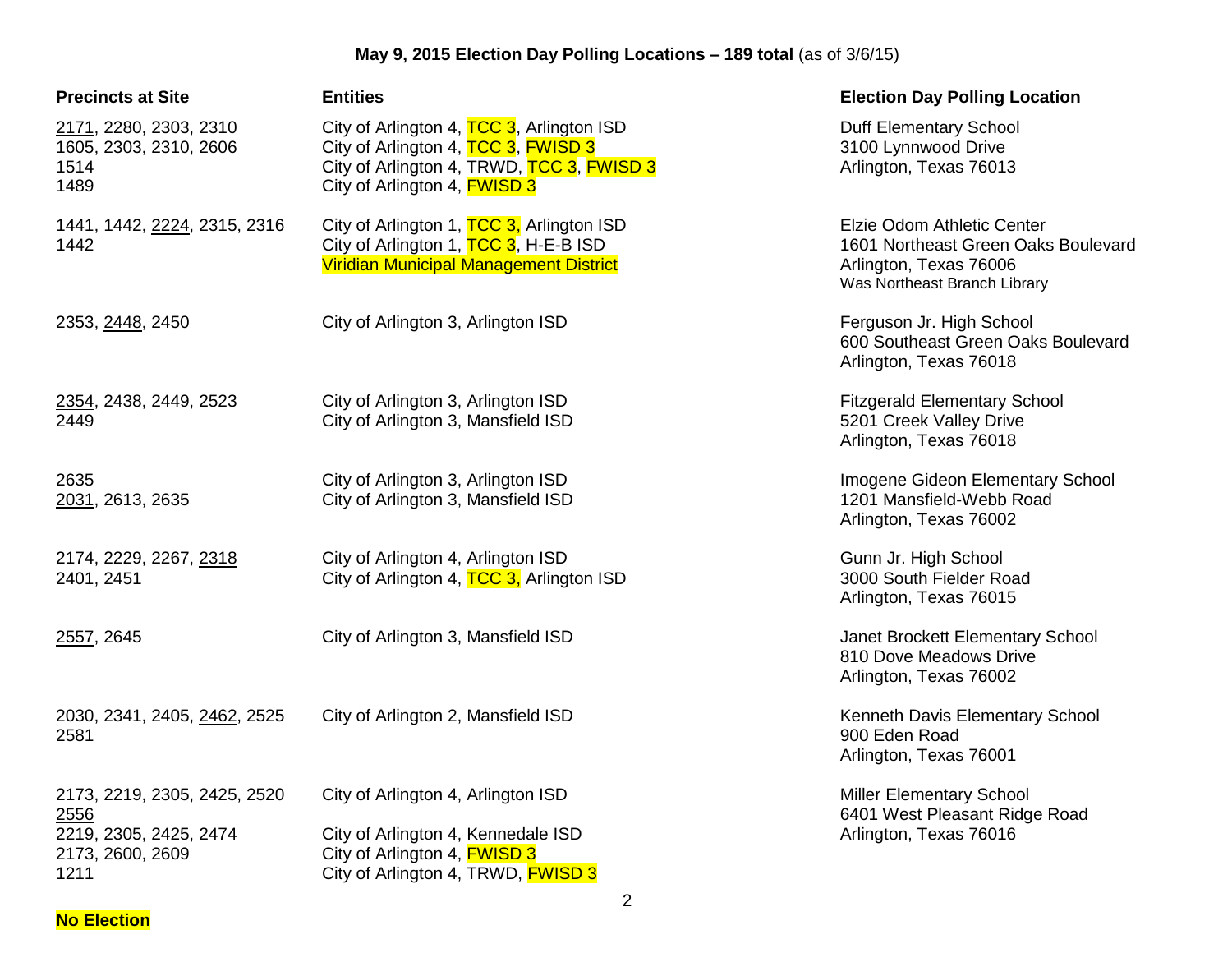**May 9, 2015 Election Day Polling Locations – 189 total** (as of 3/6/15)

| Precincts at Site | Entities | Election Day Polling Location |
|---|---|---|
| 2171, 2280, 2303, 2310<br>1605, 2303, 2310, 2606<br>1514<br>1489 | City of Arlington 4, TCC 3, Arlington ISD<br>City of Arlington 4, TCC 3, FWISD 3<br>City of Arlington 4, TRWD, TCC 3, FWISD 3<br>City of Arlington 4, FWISD 3 | Duff Elementary School<br>3100 Lynnwood Drive<br>Arlington, Texas 76013 |
| 1441, 1442, 2224, 2315, 2316<br>1442 | City of Arlington 1, TCC 3, Arlington ISD<br>City of Arlington 1, TCC 3, H-E-B ISD<br>Viridian Municipal Management District | Elzie Odom Athletic Center<br>1601 Northeast Green Oaks Boulevard<br>Arlington, Texas 76006<br>Was Northeast Branch Library |
| 2353, 2448, 2450 | City of Arlington 3, Arlington ISD | Ferguson Jr. High School<br>600 Southeast Green Oaks Boulevard<br>Arlington, Texas 76018 |
| 2354, 2438, 2449, 2523<br>2449 | City of Arlington 3, Arlington ISD<br>City of Arlington 3, Mansfield ISD | Fitzgerald Elementary School<br>5201 Creek Valley Drive<br>Arlington, Texas 76018 |
| 2635<br>2031, 2613, 2635 | City of Arlington 3, Arlington ISD<br>City of Arlington 3, Mansfield ISD | Imogene Gideon Elementary School<br>1201 Mansfield-Webb Road<br>Arlington, Texas 76002 |
| 2174, 2229, 2267, 2318<br>2401, 2451 | City of Arlington 4, Arlington ISD<br>City of Arlington 4, TCC 3, Arlington ISD | Gunn Jr. High School<br>3000 South Fielder Road<br>Arlington, Texas 76015 |
| 2557, 2645 | City of Arlington 3, Mansfield ISD | Janet Brockett Elementary School<br>810 Dove Meadows Drive<br>Arlington, Texas 76002 |
| 2030, 2341, 2405, 2462, 2525<br>2581 | City of Arlington 2, Mansfield ISD | Kenneth Davis Elementary School<br>900 Eden Road<br>Arlington, Texas 76001 |
| 2173, 2219, 2305, 2425, 2520<br>2556<br>2219, 2305, 2425, 2474<br>2173, 2600, 2609<br>1211 | City of Arlington 4, Arlington ISD<br><br>City of Arlington 4, Kennedale ISD<br>City of Arlington 4, FWISD 3<br>City of Arlington 4, TRWD, FWISD 3 | Miller Elementary School<br>6401 West Pleasant Ridge Road<br>Arlington, Texas 76016 |

**No Election**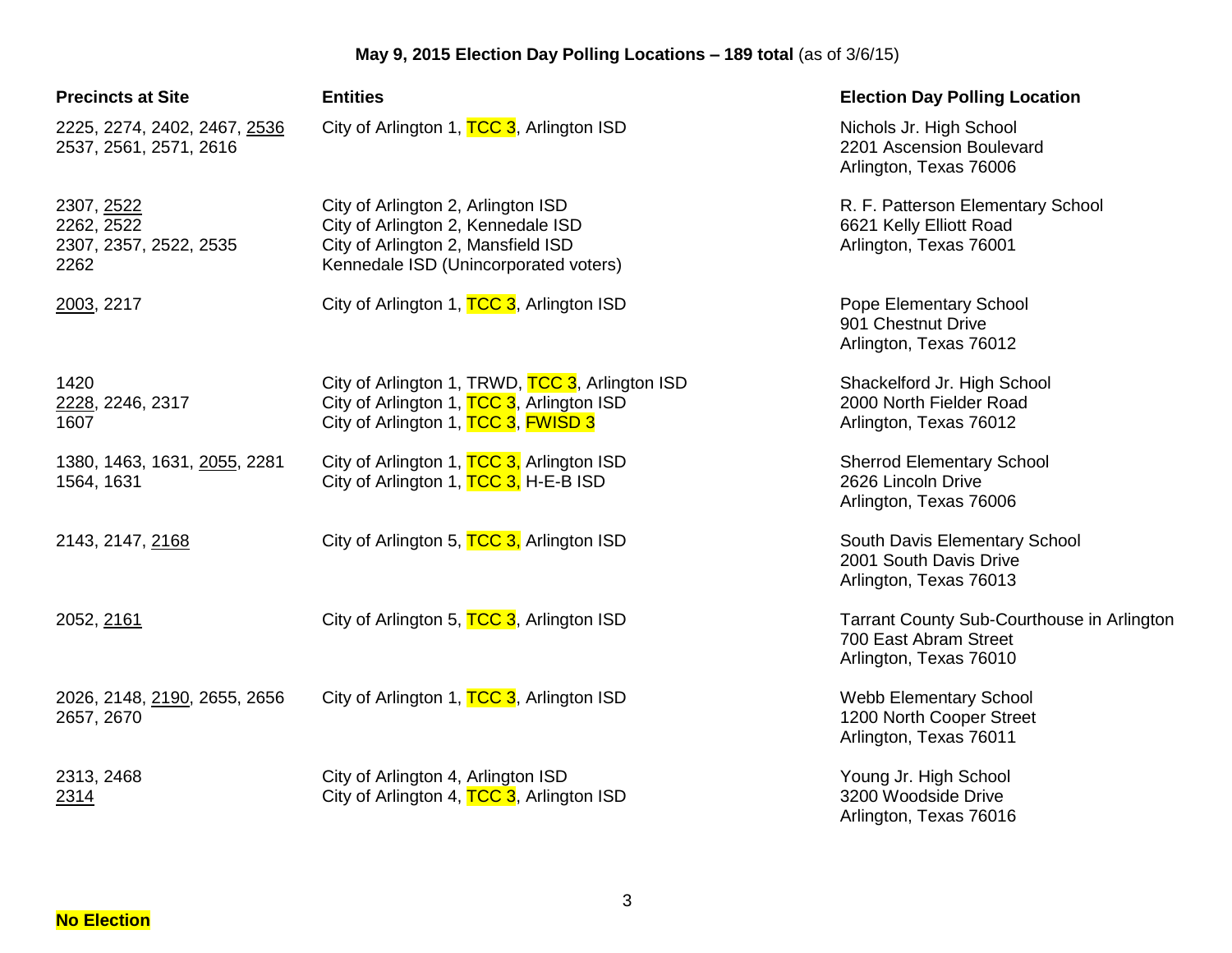**May 9, 2015 Election Day Polling Locations – 189 total** (as of 3/6/15)

| Precincts at Site | Entities | Election Day Polling Location |
|---|---|---|
| 2225, 2274, 2402, 2467, 2536<br>2537, 2561, 2571, 2616 | City of Arlington 1, TCC 3, Arlington ISD | Nichols Jr. High School<br>2201 Ascension Boulevard<br>Arlington, Texas 76006 |
| 2307, 2522<br>2262, 2522<br>2307, 2357, 2522, 2535<br>2262 | City of Arlington 2, Arlington ISD<br>City of Arlington 2, Kennedale ISD<br>City of Arlington 2, Mansfield ISD<br>Kennedale ISD (Unincorporated voters) | R. F. Patterson Elementary School<br>6621 Kelly Elliott Road<br>Arlington, Texas 76001 |
| 2003, 2217 | City of Arlington 1, TCC 3, Arlington ISD | Pope Elementary School<br>901 Chestnut Drive<br>Arlington, Texas 76012 |
| 1420<br>2228, 2246, 2317<br>1607 | City of Arlington 1, TRWD, TCC 3, Arlington ISD<br>City of Arlington 1, TCC 3, Arlington ISD<br>City of Arlington 1, TCC 3, FWISD 3 | Shackelford Jr. High School<br>2000 North Fielder Road<br>Arlington, Texas 76012 |
| 1380, 1463, 1631, 2055, 2281<br>1564, 1631 | City of Arlington 1, TCC 3, Arlington ISD<br>City of Arlington 1, TCC 3, H-E-B ISD | Sherrod Elementary School<br>2626 Lincoln Drive<br>Arlington, Texas 76006 |
| 2143, 2147, 2168 | City of Arlington 5, TCC 3, Arlington ISD | South Davis Elementary School<br>2001 South Davis Drive<br>Arlington, Texas 76013 |
| 2052, 2161 | City of Arlington 5, TCC 3, Arlington ISD | Tarrant County Sub-Courthouse in Arlington<br>700 East Abram Street<br>Arlington, Texas 76010 |
| 2026, 2148, 2190, 2655, 2656<br>2657, 2670 | City of Arlington 1, TCC 3, Arlington ISD | Webb Elementary School<br>1200 North Cooper Street<br>Arlington, Texas 76011 |
| 2313, 2468<br>2314 | City of Arlington 4, Arlington ISD<br>City of Arlington 4, TCC 3, Arlington ISD | Young Jr. High School<br>3200 Woodside Drive<br>Arlington, Texas 76016 |

**No Election**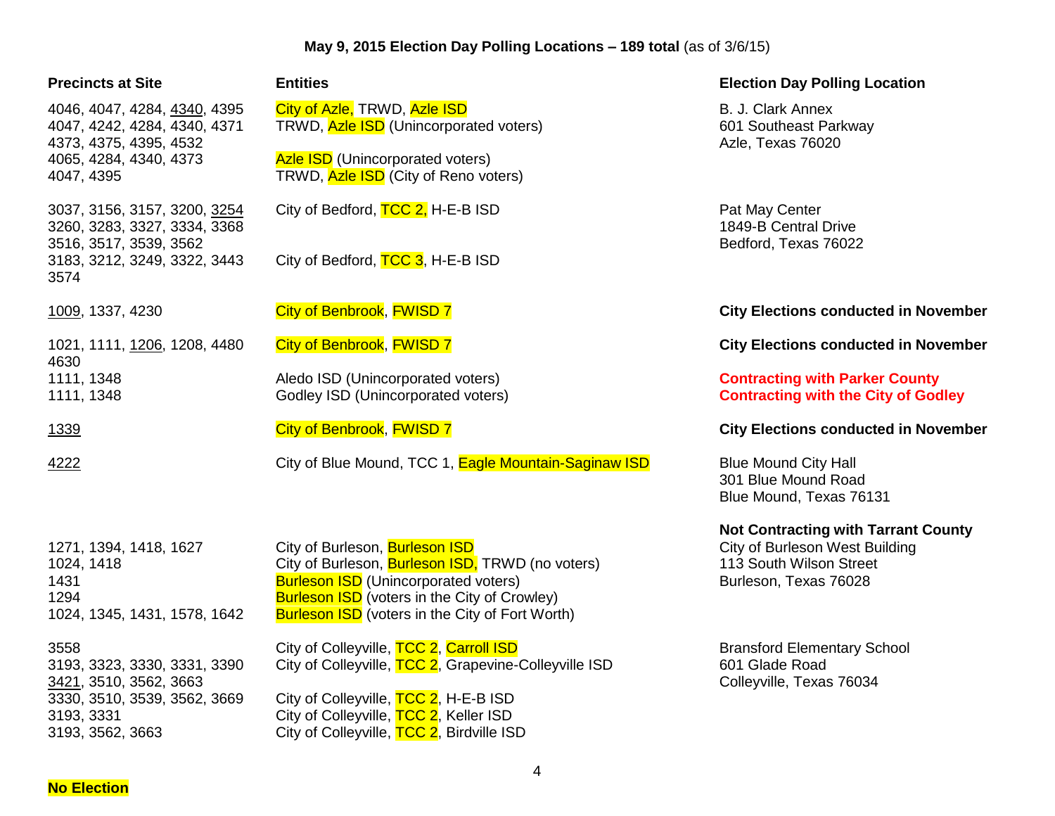**May 9, 2015 Election Day Polling Locations – 189 total** (as of 3/6/15)

| Precincts at Site | Entities | Election Day Polling Location |
|---|---|---|
| 4046, 4047, 4284, 4340, 4395 | City of Azle, TRWD, Azle ISD | B. J. Clark Annex<br>601 Southeast Parkway<br>Azle, Texas 76020 |
| 4047, 4242, 4284, 4340, 4371 4373, 4375, 4395, 4532 | TRWD, Azle ISD (Unincorporated voters) | |
| 4065, 4284, 4340, 4373 | Azle ISD (Unincorporated voters) | |
| 4047, 4395 | TRWD, Azle ISD (City of Reno voters) | |
| 3037, 3156, 3157, 3200, 3254 3260, 3283, 3327, 3334, 3368 3516, 3517, 3539, 3562 | City of Bedford, TCC 2, H-E-B ISD | Pat May Center<br>1849-B Central Drive<br>Bedford, Texas 76022 |
| 3183, 3212, 3249, 3322, 3443 3574 | City of Bedford, TCC 3, H-E-B ISD | |
| 1009, 1337, 4230 | City of Benbrook, FWISD 7 | **City Elections conducted in November** |
| 1021, 1111, 1206, 1208, 4480 4630 | City of Benbrook, FWISD 7 | **City Elections conducted in November** |
| 1111, 1348 | Aledo ISD (Unincorporated voters) | **Contracting with Parker County** |
| 1111, 1348 | Godley ISD (Unincorporated voters) | **Contracting with the City of Godley** |
| 1339 | City of Benbrook, FWISD 7 | **City Elections conducted in November** |
| 4222 | City of Blue Mound, TCC 1, Eagle Mountain-Saginaw ISD | Blue Mound City Hall<br>301 Blue Mound Road<br>Blue Mound, Texas 76131 |
| 1271, 1394, 1418, 1627 | City of Burleson, Burleson ISD | **Not Contracting with Tarrant County**<br>City of Burleson West Building<br>113 South Wilson Street<br>Burleson, Texas 76028 |
| 1024, 1418 | City of Burleson, Burleson ISD, TRWD (no voters) | |
| 1431 | Burleson ISD (Unincorporated voters) | |
| 1294 | Burleson ISD (voters in the City of Crowley) | |
| 1024, 1345, 1431, 1578, 1642 | Burleson ISD (voters in the City of Fort Worth) | |
| 3558 | City of Colleyville, TCC 2, Carroll ISD | Bransford Elementary School<br>601 Glade Road<br>Colleyville, Texas 76034 |
| 3193, 3323, 3330, 3331, 3390 3421, 3510, 3562, 3663 | City of Colleyville, TCC 2, Grapevine-Colleyville ISD | |
| 3330, 3510, 3539, 3562, 3669 | City of Colleyville, TCC 2, H-E-B ISD | |
| 3193, 3331 | City of Colleyville, TCC 2, Keller ISD | |
| 3193, 3562, 3663 | City of Colleyville, TCC 2, Birdville ISD | |

**No Election**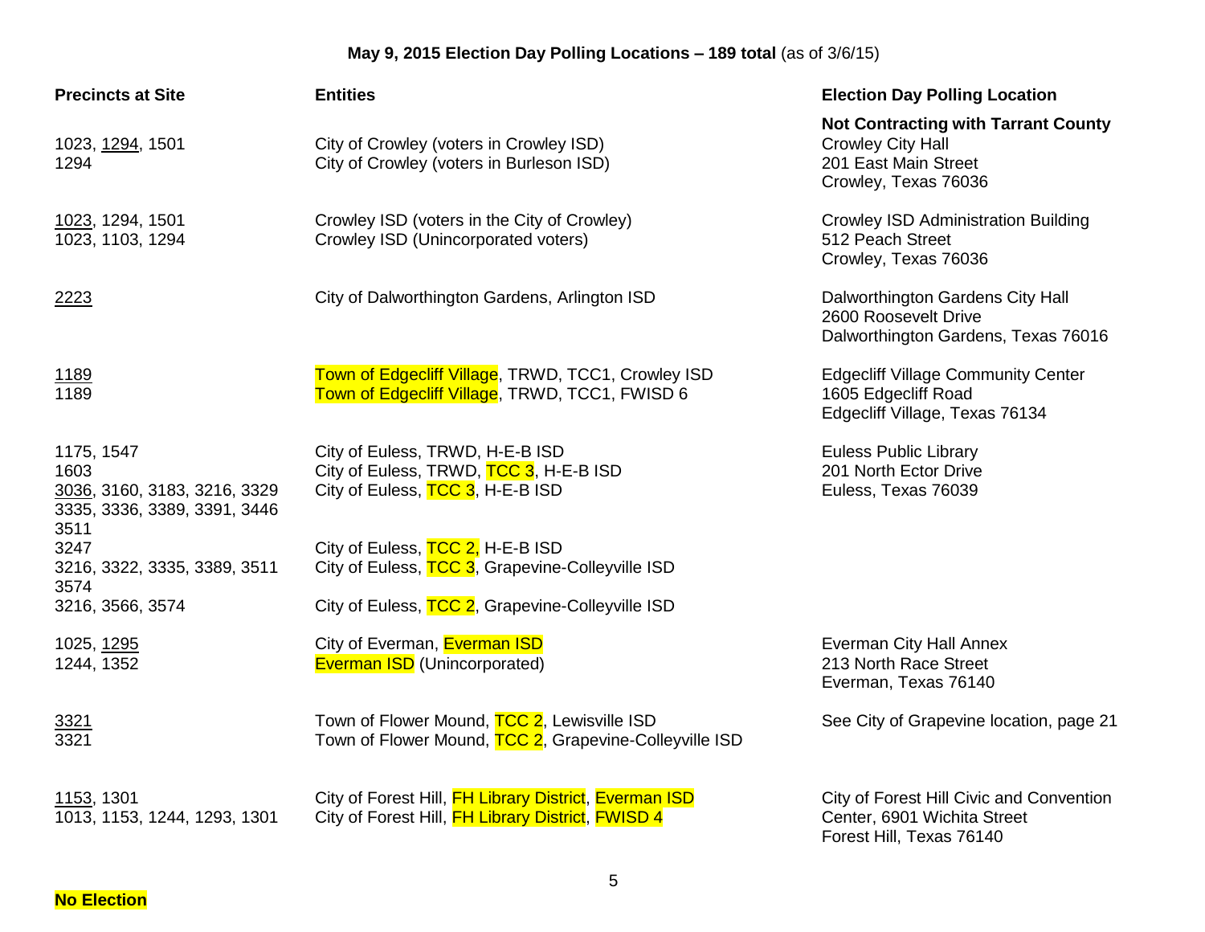**May 9, 2015 Election Day Polling Locations – 189 total** (as of 3/6/15)

| Precincts at Site | Entities | Election Day Polling Location |
|---|---|---|
| 1023, 1294, 1501 | City of Crowley (voters in Crowley ISD) | **Not Contracting with Tarrant County** Crowley City Hall 201 East Main Street Crowley, Texas 76036 |
| 1294 | City of Crowley (voters in Burleson ISD) | |
| 1023, 1294, 1501 | Crowley ISD (voters in the City of Crowley) | Crowley ISD Administration Building 512 Peach Street Crowley, Texas 76036 |
| 1023, 1103, 1294 | Crowley ISD (Unincorporated voters) | |
| 2223 | City of Dalworthington Gardens, Arlington ISD | Dalworthington Gardens City Hall 2600 Roosevelt Drive Dalworthington Gardens, Texas 76016 |
| 1189 | Town of Edgecliff Village, TRWD, TCC1, Crowley ISD | Edgecliff Village Community Center 1605 Edgecliff Road Edgecliff Village, Texas 76134 |
| 1189 | Town of Edgecliff Village, TRWD, TCC1, FWISD 6 | |
| 1175, 1547 | City of Euless, TRWD, H-E-B ISD | Euless Public Library 201 North Ector Drive Euless, Texas 76039 |
| 1603 | City of Euless, TRWD, TCC 3, H-E-B ISD | |
| 3036, 3160, 3183, 3216, 3329 3335, 3336, 3389, 3391, 3446 3511 | City of Euless, TCC 3, H-E-B ISD | |
| 3247 | City of Euless, TCC 2, H-E-B ISD | |
| 3216, 3322, 3335, 3389, 3511 3574 | City of Euless, TCC 3, Grapevine-Colleyville ISD | |
| 3216, 3566, 3574 | City of Euless, TCC 2, Grapevine-Colleyville ISD | |
| 1025, 1295 | City of Everman, Everman ISD | Everman City Hall Annex 213 North Race Street Everman, Texas 76140 |
| 1244, 1352 | Everman ISD (Unincorporated) | |
| 3321 | Town of Flower Mound, TCC 2, Lewisville ISD | See City of Grapevine location, page 21 |
| 3321 | Town of Flower Mound, TCC 2, Grapevine-Colleyville ISD | |
| 1153, 1301 | City of Forest Hill, FH Library District, Everman ISD | City of Forest Hill Civic and Convention Center, 6901 Wichita Street Forest Hill, Texas 76140 |
| 1013, 1153, 1244, 1293, 1301 | City of Forest Hill, FH Library District, FWISD 4 | |

**No Election**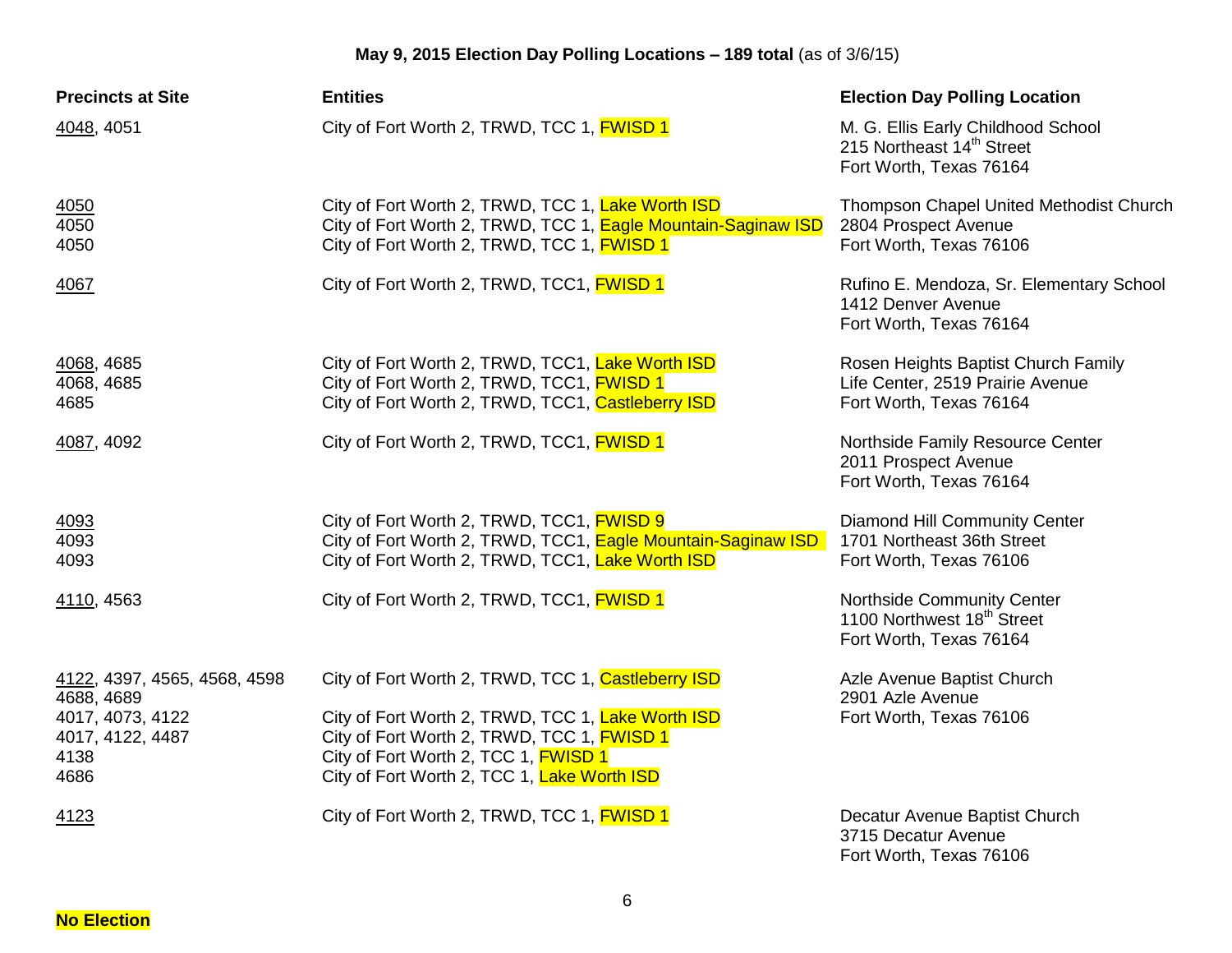**May 9, 2015 Election Day Polling Locations – 189 total** (as of 3/6/15)

| Precincts at Site | Entities | Election Day Polling Location |
|---|---|---|
| 4048, 4051 | City of Fort Worth 2, TRWD, TCC 1, FWISD 1 | M. G. Ellis Early Childhood School<br>215 Northeast 14th Street<br>Fort Worth, Texas 76164 |
| 4050<br>4050<br>4050 | City of Fort Worth 2, TRWD, TCC 1, Lake Worth ISD<br>City of Fort Worth 2, TRWD, TCC 1, Eagle Mountain-Saginaw ISD<br>City of Fort Worth 2, TRWD, TCC 1, FWISD 1 | Thompson Chapel United Methodist Church<br>2804 Prospect Avenue<br>Fort Worth, Texas 76106 |
| 4067 | City of Fort Worth 2, TRWD, TCC1, FWISD 1 | Rufino E. Mendoza, Sr. Elementary School<br>1412 Denver Avenue<br>Fort Worth, Texas 76164 |
| 4068, 4685<br>4068, 4685<br>4685 | City of Fort Worth 2, TRWD, TCC1, Lake Worth ISD<br>City of Fort Worth 2, TRWD, TCC1, FWISD 1<br>City of Fort Worth 2, TRWD, TCC1, Castleberry ISD | Rosen Heights Baptist Church Family<br>Life Center, 2519 Prairie Avenue<br>Fort Worth, Texas 76164 |
| 4087, 4092 | City of Fort Worth 2, TRWD, TCC1, FWISD 1 | Northside Family Resource Center<br>2011 Prospect Avenue<br>Fort Worth, Texas 76164 |
| 4093<br>4093<br>4093 | City of Fort Worth 2, TRWD, TCC1, FWISD 9<br>City of Fort Worth 2, TRWD, TCC1, Eagle Mountain-Saginaw ISD<br>City of Fort Worth 2, TRWD, TCC1, Lake Worth ISD | Diamond Hill Community Center<br>1701 Northeast 36th Street<br>Fort Worth, Texas 76106 |
| 4110, 4563 | City of Fort Worth 2, TRWD, TCC1, FWISD 1 | Northside Community Center<br>1100 Northwest 18th Street<br>Fort Worth, Texas 76164 |
| 4122, 4397, 4565, 4568, 4598<br>4688, 4689<br>4017, 4073, 4122<br>4017, 4122, 4487<br>4138<br>4686 | City of Fort Worth 2, TRWD, TCC 1, Castleberry ISD<br><br>City of Fort Worth 2, TRWD, TCC 1, Lake Worth ISD<br>City of Fort Worth 2, TRWD, TCC 1, FWISD 1<br>City of Fort Worth 2, TCC 1, FWISD 1<br>City of Fort Worth 2, TCC 1, Lake Worth ISD | Azle Avenue Baptist Church<br>2901 Azle Avenue<br>Fort Worth, Texas 76106 |
| 4123 | City of Fort Worth 2, TRWD, TCC 1, FWISD 1 | Decatur Avenue Baptist Church<br>3715 Decatur Avenue<br>Fort Worth, Texas 76106 |

**No Election**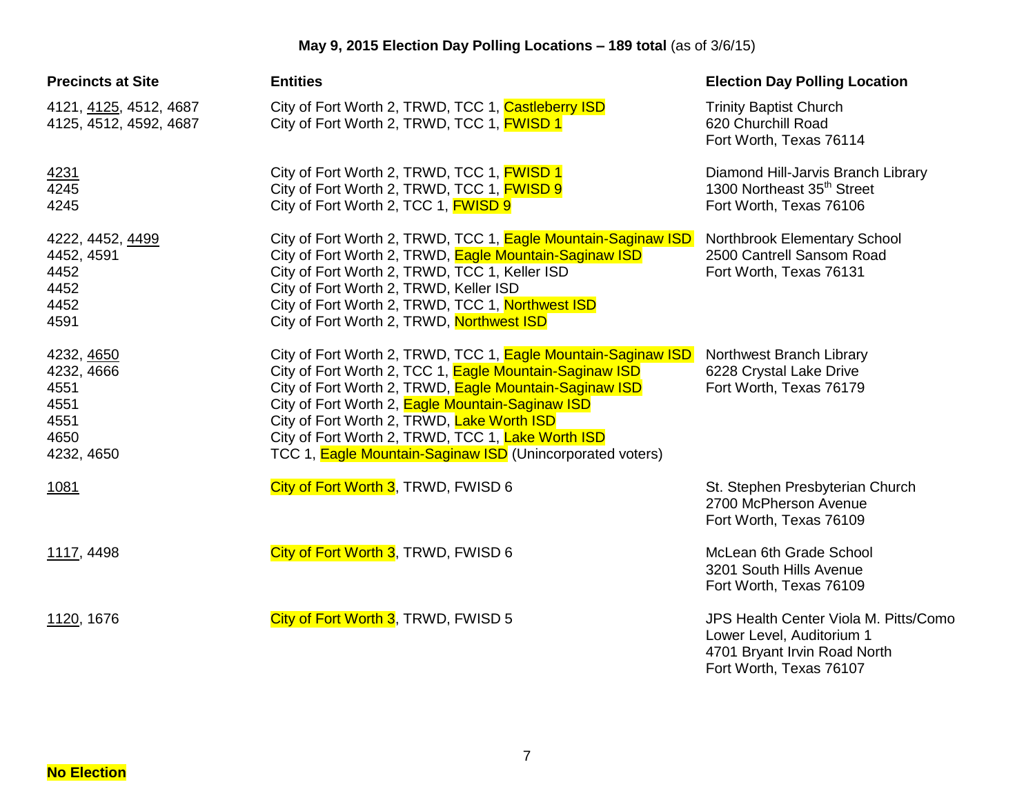## May 9, 2015 Election Day Polling Locations – 189 total (as of 3/6/15)

| Precincts at Site | Entities | Election Day Polling Location |
|---|---|---|
| 4121, 4125, 4512, 4687 | City of Fort Worth 2, TRWD, TCC 1, Castleberry ISD | Trinity Baptist Church<br>620 Churchill Road<br>Fort Worth, Texas 76114 |
| 4125, 4512, 4592, 4687 | City of Fort Worth 2, TRWD, TCC 1, FWISD 1 | |
| 4231 | City of Fort Worth 2, TRWD, TCC 1, FWISD 1 | Diamond Hill-Jarvis Branch Library<br>1300 Northeast 35th Street<br>Fort Worth, Texas 76106 |
| 4245 | City of Fort Worth 2, TRWD, TCC 1, FWISD 9 | |
| 4245 | City of Fort Worth 2, TCC 1, FWISD 9 | |
| 4222, 4452, 4499 | City of Fort Worth 2, TRWD, TCC 1, Eagle Mountain-Saginaw ISD | Northbrook Elementary School<br>2500 Cantrell Sansom Road<br>Fort Worth, Texas 76131 |
| 4452, 4591 | City of Fort Worth 2, TRWD, Eagle Mountain-Saginaw ISD | |
| 4452 | City of Fort Worth 2, TRWD, TCC 1, Keller ISD | |
| 4452 | City of Fort Worth 2, TRWD, Keller ISD | |
| 4452 | City of Fort Worth 2, TRWD, TCC 1, Northwest ISD | |
| 4591 | City of Fort Worth 2, TRWD, Northwest ISD | |
| 4232, 4650 | City of Fort Worth 2, TRWD, TCC 1, Eagle Mountain-Saginaw ISD | Northwest Branch Library<br>6228 Crystal Lake Drive<br>Fort Worth, Texas 76179 |
| 4232, 4666 | City of Fort Worth 2, TCC 1, Eagle Mountain-Saginaw ISD | |
| 4551 | City of Fort Worth 2, TRWD, Eagle Mountain-Saginaw ISD | |
| 4551 | City of Fort Worth 2, Eagle Mountain-Saginaw ISD | |
| 4551 | City of Fort Worth 2, TRWD, Lake Worth ISD | |
| 4650 | City of Fort Worth 2, TRWD, TCC 1, Lake Worth ISD | |
| 4232, 4650 | TCC 1, Eagle Mountain-Saginaw ISD (Unincorporated voters) | |
| 1081 | City of Fort Worth 3, TRWD, FWISD 6 | St. Stephen Presbyterian Church<br>2700 McPherson Avenue<br>Fort Worth, Texas 76109 |
| 1117, 4498 | City of Fort Worth 3, TRWD, FWISD 6 | McLean 6th Grade School<br>3201 South Hills Avenue<br>Fort Worth, Texas 76109 |
| 1120, 1676 | City of Fort Worth 3, TRWD, FWISD 5 | JPS Health Center Viola M. Pitts/Como<br>Lower Level, Auditorium 1<br>4701 Bryant Irvin Road North<br>Fort Worth, Texas 76107 |

**No Election**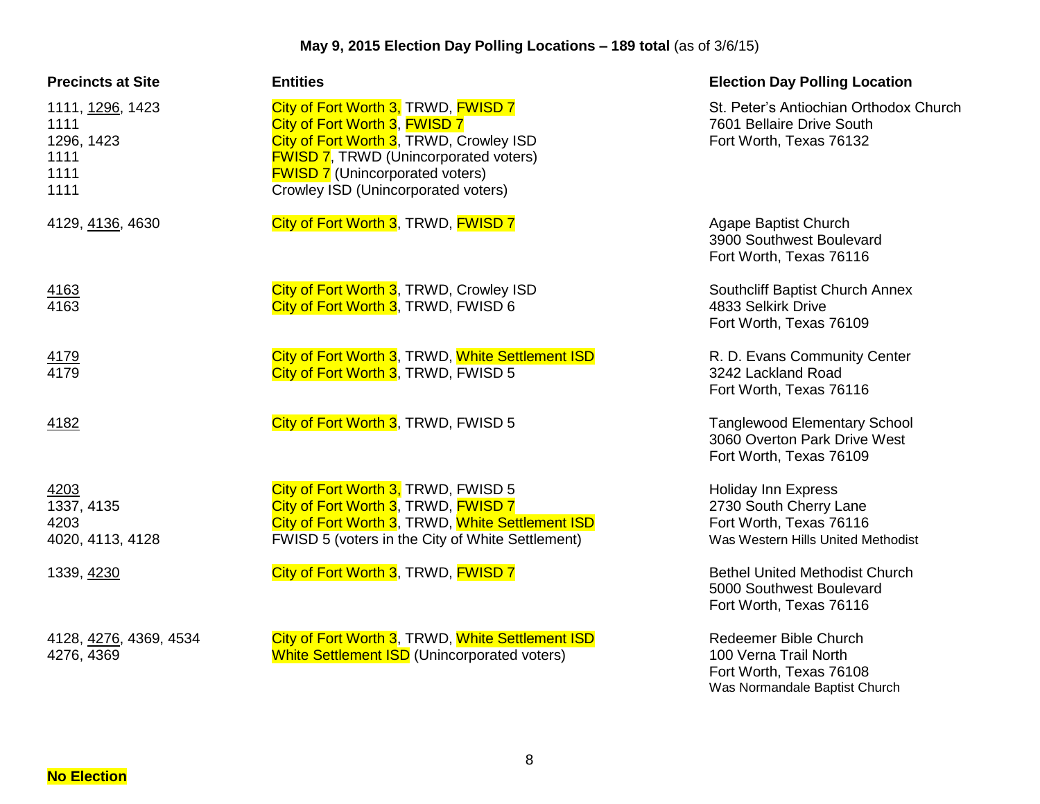**May 9, 2015 Election Day Polling Locations – 189 total** (as of 3/6/15)

| Precincts at Site | Entities | Election Day Polling Location |
|---|---|---|
| 1111, 1296, 1423 | City of Fort Worth 3, TRWD, FWISD 7 | St. Peter's Antiochian Orthodox Church |
| 1111 | City of Fort Worth 3, FWISD 7 | 7601 Bellaire Drive South |
| 1296, 1423 | City of Fort Worth 3, TRWD, Crowley ISD | Fort Worth, Texas 76132 |
| 1111 | FWISD 7, TRWD (Unincorporated voters) | |
| 1111 | FWISD 7 (Unincorporated voters) | |
| 1111 | Crowley ISD (Unincorporated voters) | |
| 4129, 4136, 4630 | City of Fort Worth 3, TRWD, FWISD 7 | Agape Baptist Church<br>3900 Southwest Boulevard<br>Fort Worth, Texas 76116 |
| 4163 | City of Fort Worth 3, TRWD, Crowley ISD | Southcliff Baptist Church Annex |
| 4163 | City of Fort Worth 3, TRWD, FWISD 6 | 4833 Selkirk Drive<br>Fort Worth, Texas 76109 |
| 4179 | City of Fort Worth 3, TRWD, White Settlement ISD | R. D. Evans Community Center |
| 4179 | City of Fort Worth 3, TRWD, FWISD 5 | 3242 Lackland Road<br>Fort Worth, Texas 76116 |
| 4182 | City of Fort Worth 3, TRWD, FWISD 5 | Tanglewood Elementary School<br>3060 Overton Park Drive West<br>Fort Worth, Texas 76109 |
| 4203 | City of Fort Worth 3, TRWD, FWISD 5 | Holiday Inn Express |
| 1337, 4135 | City of Fort Worth 3, TRWD, FWISD 7 | 2730 South Cherry Lane |
| 4203 | City of Fort Worth 3, TRWD, White Settlement ISD | Fort Worth, Texas 76116 |
| 4020, 4113, 4128 | FWISD 5 (voters in the City of White Settlement) | Was Western Hills United Methodist |
| 1339, 4230 | City of Fort Worth 3, TRWD, FWISD 7 | Bethel United Methodist Church<br>5000 Southwest Boulevard<br>Fort Worth, Texas 76116 |
| 4128, 4276, 4369, 4534 | City of Fort Worth 3, TRWD, White Settlement ISD | Redeemer Bible Church |
| 4276, 4369 | White Settlement ISD (Unincorporated voters) | 100 Verna Trail North<br>Fort Worth, Texas 76108<br>Was Normandale Baptist Church |

**No Election**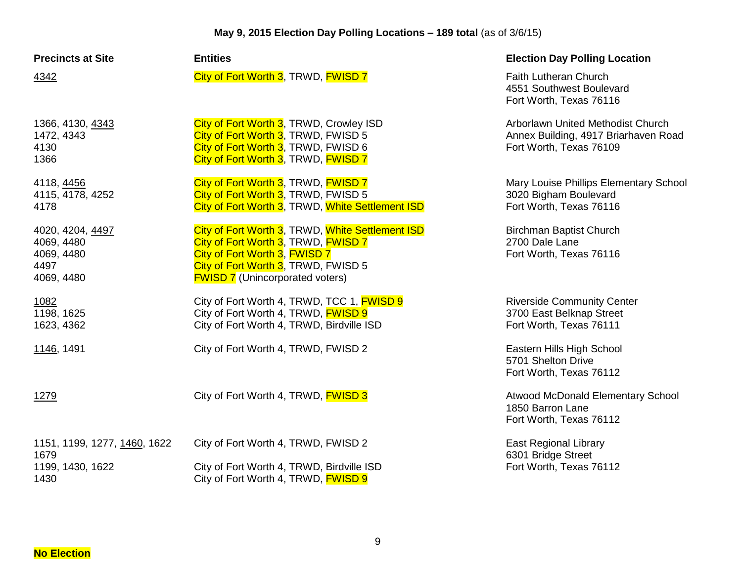**May 9, 2015 Election Day Polling Locations – 189 total** (as of 3/6/15)

| Precincts at Site | Entities | Election Day Polling Location |
|---|---|---|
| 4342 | City of Fort Worth 3, TRWD, FWISD 7 | Faith Lutheran Church<br>4551 Southwest Boulevard<br>Fort Worth, Texas 76116 |
| 1366, 4130, 4343 | City of Fort Worth 3, TRWD, Crowley ISD | Arborlawn United Methodist Church |
| 1472, 4343 | City of Fort Worth 3, TRWD, FWISD 5 | Annex Building, 4917 Briarhaven Road |
| 4130 | City of Fort Worth 3, TRWD, FWISD 6 | Fort Worth, Texas 76109 |
| 1366 | City of Fort Worth 3, TRWD, FWISD 7 | |
| 4118, 4456 | City of Fort Worth 3, TRWD, FWISD 7 | Mary Louise Phillips Elementary School |
| 4115, 4178, 4252 | City of Fort Worth 3, TRWD, FWISD 5 | 3020 Bigham Boulevard |
| 4178 | City of Fort Worth 3, TRWD, White Settlement ISD | Fort Worth, Texas 76116 |
| 4020, 4204, 4497 | City of Fort Worth 3, TRWD, White Settlement ISD | Birchman Baptist Church |
| 4069, 4480 | City of Fort Worth 3, TRWD, FWISD 7 | 2700 Dale Lane |
| 4069, 4480 | City of Fort Worth 3, FWISD 7 | Fort Worth, Texas 76116 |
| 4497 | City of Fort Worth 3, TRWD, FWISD 5 | |
| 4069, 4480 | FWISD 7 (Unincorporated voters) | |
| 1082 | City of Fort Worth 4, TRWD, TCC 1, FWISD 9 | Riverside Community Center |
| 1198, 1625 | City of Fort Worth 4, TRWD, FWISD 9 | 3700 East Belknap Street |
| 1623, 4362 | City of Fort Worth 4, TRWD, Birdville ISD | Fort Worth, Texas 76111 |
| 1146, 1491 | City of Fort Worth 4, TRWD, FWISD 2 | Eastern Hills High School<br>5701 Shelton Drive<br>Fort Worth, Texas 76112 |
| 1279 | City of Fort Worth 4, TRWD, FWISD 3 | Atwood McDonald Elementary School<br>1850 Barron Lane<br>Fort Worth, Texas 76112 |
| 1151, 1199, 1277, 1460, 1622 1679 | City of Fort Worth 4, TRWD, FWISD 2 | East Regional Library<br>6301 Bridge Street |
| 1199, 1430, 1622 | City of Fort Worth 4, TRWD, Birdville ISD | Fort Worth, Texas 76112 |
| 1430 | City of Fort Worth 4, TRWD, FWISD 9 | |

**No Election**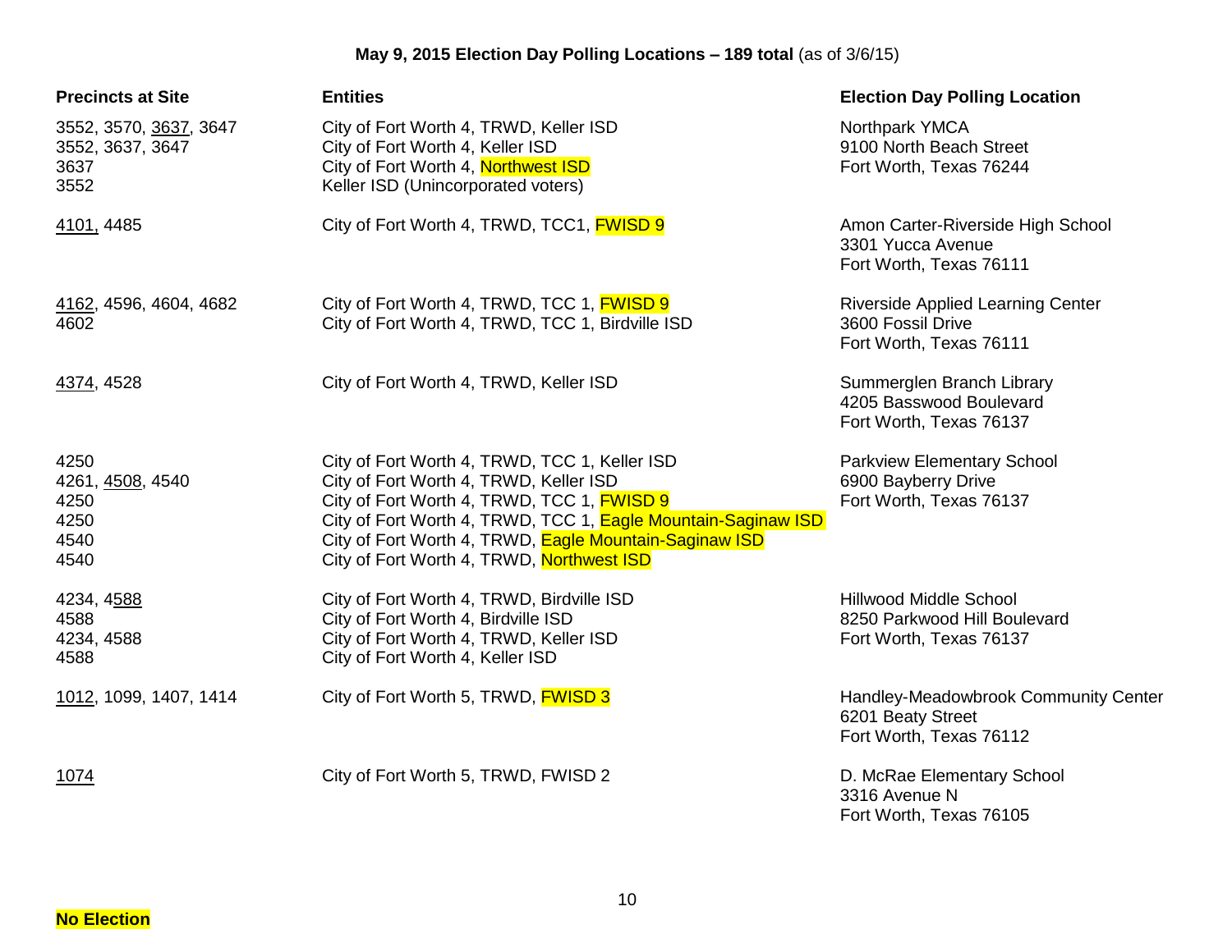**May 9, 2015 Election Day Polling Locations – 189 total** (as of 3/6/15)

| Precincts at Site | Entities | Election Day Polling Location |
|---|---|---|
| 3552, 3570, 3637, 3647<br>3552, 3637, 3647<br>3637<br>3552 | City of Fort Worth 4, TRWD, Keller ISD<br>City of Fort Worth 4, Keller ISD<br>City of Fort Worth 4, Northwest ISD<br>Keller ISD (Unincorporated voters) | Northpark YMCA<br>9100 North Beach Street<br>Fort Worth, Texas 76244 |
| 4101, 4485 | City of Fort Worth 4, TRWD, TCC1, FWISD 9 | Amon Carter-Riverside High School<br>3301 Yucca Avenue<br>Fort Worth, Texas 76111 |
| 4162, 4596, 4604, 4682<br>4602 | City of Fort Worth 4, TRWD, TCC 1, FWISD 9<br>City of Fort Worth 4, TRWD, TCC 1, Birdville ISD | Riverside Applied Learning Center<br>3600 Fossil Drive<br>Fort Worth, Texas 76111 |
| 4374, 4528 | City of Fort Worth 4, TRWD, Keller ISD | Summerglen Branch Library<br>4205 Basswood Boulevard<br>Fort Worth, Texas 76137 |
| 4250<br>4261, 4508, 4540<br>4250<br>4250<br>4540<br>4540 | City of Fort Worth 4, TRWD, TCC 1, Keller ISD<br>City of Fort Worth 4, TRWD, Keller ISD<br>City of Fort Worth 4, TRWD, TCC 1, FWISD 9<br>City of Fort Worth 4, TRWD, TCC 1, Eagle Mountain-Saginaw ISD<br>City of Fort Worth 4, TRWD, Eagle Mountain-Saginaw ISD<br>City of Fort Worth 4, TRWD, Northwest ISD | Parkview Elementary School<br>6900 Bayberry Drive<br>Fort Worth, Texas 76137 |
| 4234, 4588<br>4588<br>4234, 4588<br>4588 | City of Fort Worth 4, TRWD, Birdville ISD<br>City of Fort Worth 4, Birdville ISD<br>City of Fort Worth 4, TRWD, Keller ISD<br>City of Fort Worth 4, Keller ISD | Hillwood Middle School<br>8250 Parkwood Hill Boulevard<br>Fort Worth, Texas 76137 |
| 1012, 1099, 1407, 1414 | City of Fort Worth 5, TRWD, FWISD 3 | Handley-Meadowbrook Community Center<br>6201 Beaty Street<br>Fort Worth, Texas 76112 |
| 1074 | City of Fort Worth 5, TRWD, FWISD 2 | D. McRae Elementary School<br>3316 Avenue N<br>Fort Worth, Texas 76105 |

**No Election**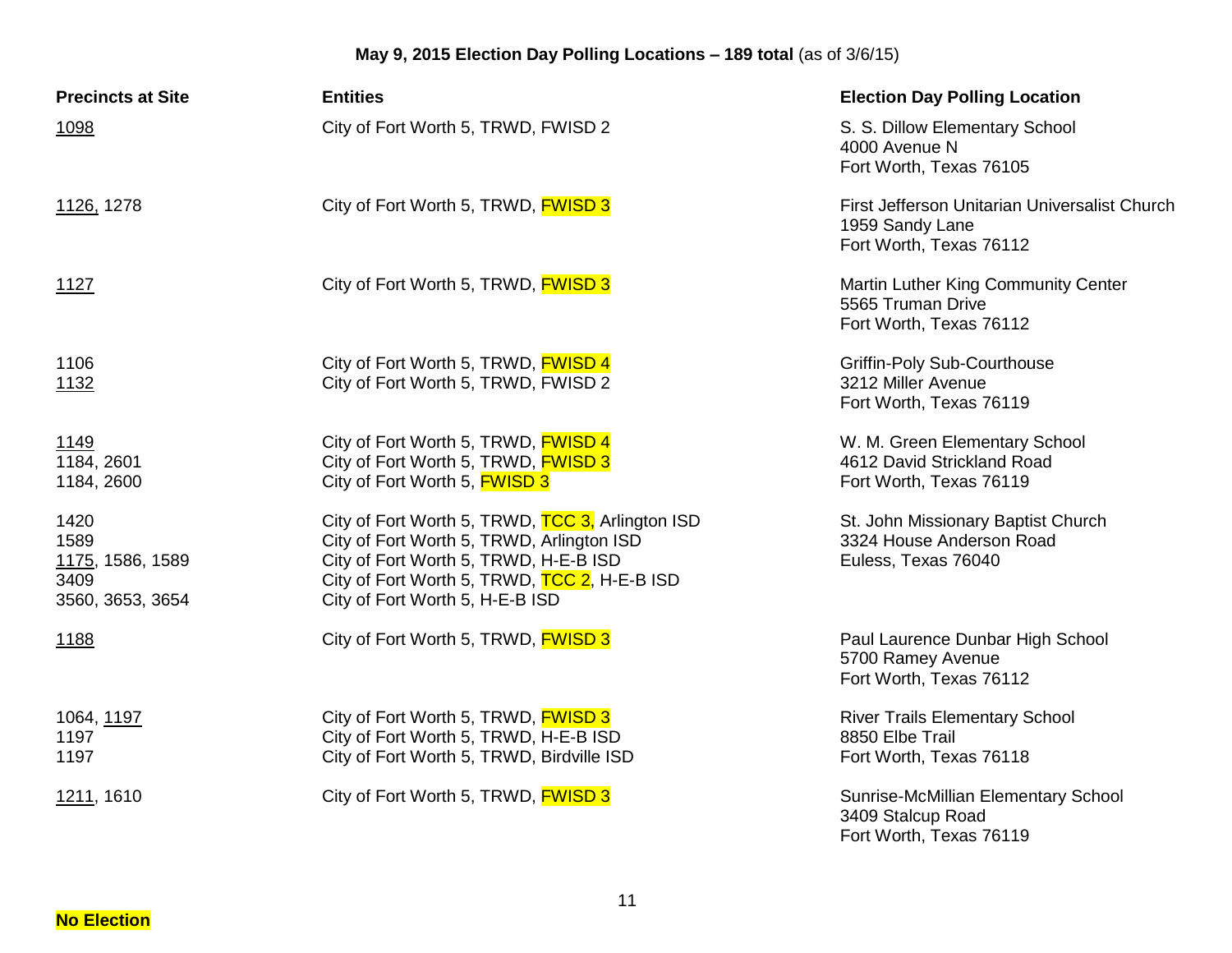**May 9, 2015 Election Day Polling Locations – 189 total** (as of 3/6/15)

| Precincts at Site | Entities | Election Day Polling Location |
|---|---|---|
| 1098 | City of Fort Worth 5, TRWD, FWISD 2 | S. S. Dillow Elementary School<br>4000 Avenue N<br>Fort Worth, Texas 76105 |
| 1126, 1278 | City of Fort Worth 5, TRWD, FWISD 3 | First Jefferson Unitarian Universalist Church<br>1959 Sandy Lane<br>Fort Worth, Texas 76112 |
| 1127 | City of Fort Worth 5, TRWD, FWISD 3 | Martin Luther King Community Center<br>5565 Truman Drive<br>Fort Worth, Texas 76112 |
| 1106<br>1132 | City of Fort Worth 5, TRWD, FWISD 4<br>City of Fort Worth 5, TRWD, FWISD 2 | Griffin-Poly Sub-Courthouse<br>3212 Miller Avenue<br>Fort Worth, Texas 76119 |
| 1149<br>1184, 2601<br>1184, 2600 | City of Fort Worth 5, TRWD, FWISD 4<br>City of Fort Worth 5, TRWD, FWISD 3<br>City of Fort Worth 5, FWISD 3 | W. M. Green Elementary School<br>4612 David Strickland Road<br>Fort Worth, Texas 76119 |
| 1420<br>1589<br>1175, 1586, 1589<br>3409<br>3560, 3653, 3654 | City of Fort Worth 5, TRWD, TCC 3, Arlington ISD<br>City of Fort Worth 5, TRWD, Arlington ISD<br>City of Fort Worth 5, TRWD, H-E-B ISD<br>City of Fort Worth 5, TRWD, TCC 2, H-E-B ISD<br>City of Fort Worth 5, H-E-B ISD | St. John Missionary Baptist Church<br>3324 House Anderson Road<br>Euless, Texas 76040 |
| 1188 | City of Fort Worth 5, TRWD, FWISD 3 | Paul Laurence Dunbar High School<br>5700 Ramey Avenue<br>Fort Worth, Texas 76112 |
| 1064, 1197<br>1197<br>1197 | City of Fort Worth 5, TRWD, FWISD 3<br>City of Fort Worth 5, TRWD, H-E-B ISD<br>City of Fort Worth 5, TRWD, Birdville ISD | River Trails Elementary School<br>8850 Elbe Trail<br>Fort Worth, Texas 76118 |
| 1211, 1610 | City of Fort Worth 5, TRWD, FWISD 3 | Sunrise-McMillian Elementary School<br>3409 Stalcup Road<br>Fort Worth, Texas 76119 |

**No Election**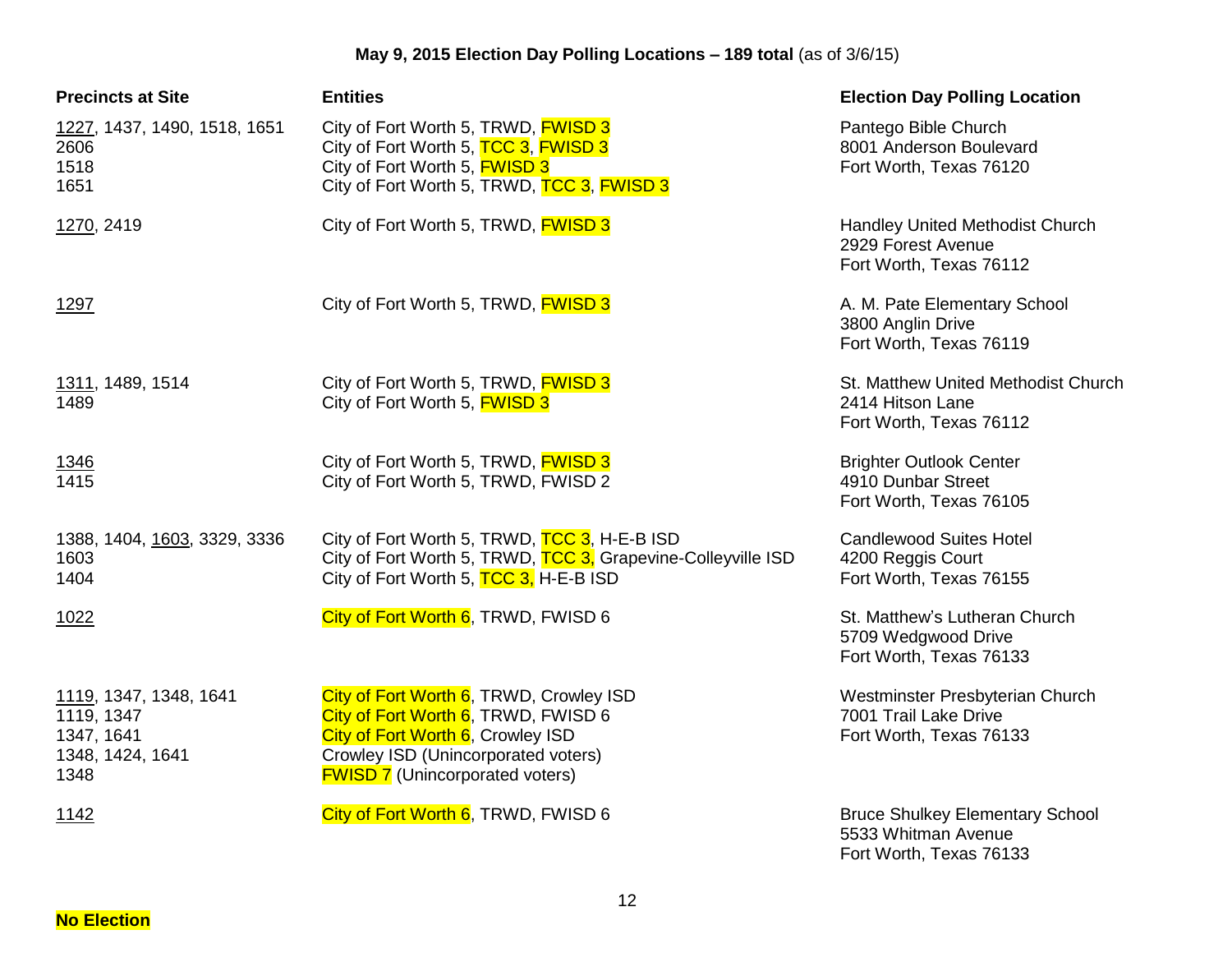**May 9, 2015 Election Day Polling Locations – 189 total** (as of 3/6/15)

| Precincts at Site | Entities | Election Day Polling Location |
|---|---|---|
| 1227, 1437, 1490, 1518, 1651 | City of Fort Worth 5, TRWD, FWISD 3 | Pantego Bible Church |
| 2606 | City of Fort Worth 5, TCC 3, FWISD 3 | 8001 Anderson Boulevard |
| 1518 | City of Fort Worth 5, FWISD 3 | Fort Worth, Texas 76120 |
| 1651 | City of Fort Worth 5, TRWD, TCC 3, FWISD 3 | |
| 1270, 2419 | City of Fort Worth 5, TRWD, FWISD 3 | Handley United Methodist Church<br>2929 Forest Avenue<br>Fort Worth, Texas 76112 |
| 1297 | City of Fort Worth 5, TRWD, FWISD 3 | A. M. Pate Elementary School<br>3800 Anglin Drive<br>Fort Worth, Texas 76119 |
| 1311, 1489, 1514 | City of Fort Worth 5, TRWD, FWISD 3 | St. Matthew United Methodist Church |
| 1489 | City of Fort Worth 5, FWISD 3 | 2414 Hitson Lane<br>Fort Worth, Texas 76112 |
| 1346 | City of Fort Worth 5, TRWD, FWISD 3 | Brighter Outlook Center |
| 1415 | City of Fort Worth 5, TRWD, FWISD 2 | 4910 Dunbar Street<br>Fort Worth, Texas 76105 |
| 1388, 1404, 1603, 3329, 3336 | City of Fort Worth 5, TRWD, TCC 3, H-E-B ISD | Candlewood Suites Hotel |
| 1603 | City of Fort Worth 5, TRWD, TCC 3, Grapevine-Colleyville ISD | 4200 Reggis Court |
| 1404 | City of Fort Worth 5, TCC 3, H-E-B ISD | Fort Worth, Texas 76155 |
| 1022 | City of Fort Worth 6, TRWD, FWISD 6 | St. Matthew's Lutheran Church<br>5709 Wedgwood Drive<br>Fort Worth, Texas 76133 |
| 1119, 1347, 1348, 1641 | City of Fort Worth 6, TRWD, Crowley ISD | Westminster Presbyterian Church |
| 1119, 1347 | City of Fort Worth 6, TRWD, FWISD 6 | 7001 Trail Lake Drive |
| 1347, 1641 | City of Fort Worth 6, Crowley ISD | Fort Worth, Texas 76133 |
| 1348, 1424, 1641 | Crowley ISD (Unincorporated voters) | |
| 1348 | FWISD 7 (Unincorporated voters) | |
| 1142 | City of Fort Worth 6, TRWD, FWISD 6 | Bruce Shulkey Elementary School<br>5533 Whitman Avenue<br>Fort Worth, Texas 76133 |

**No Election**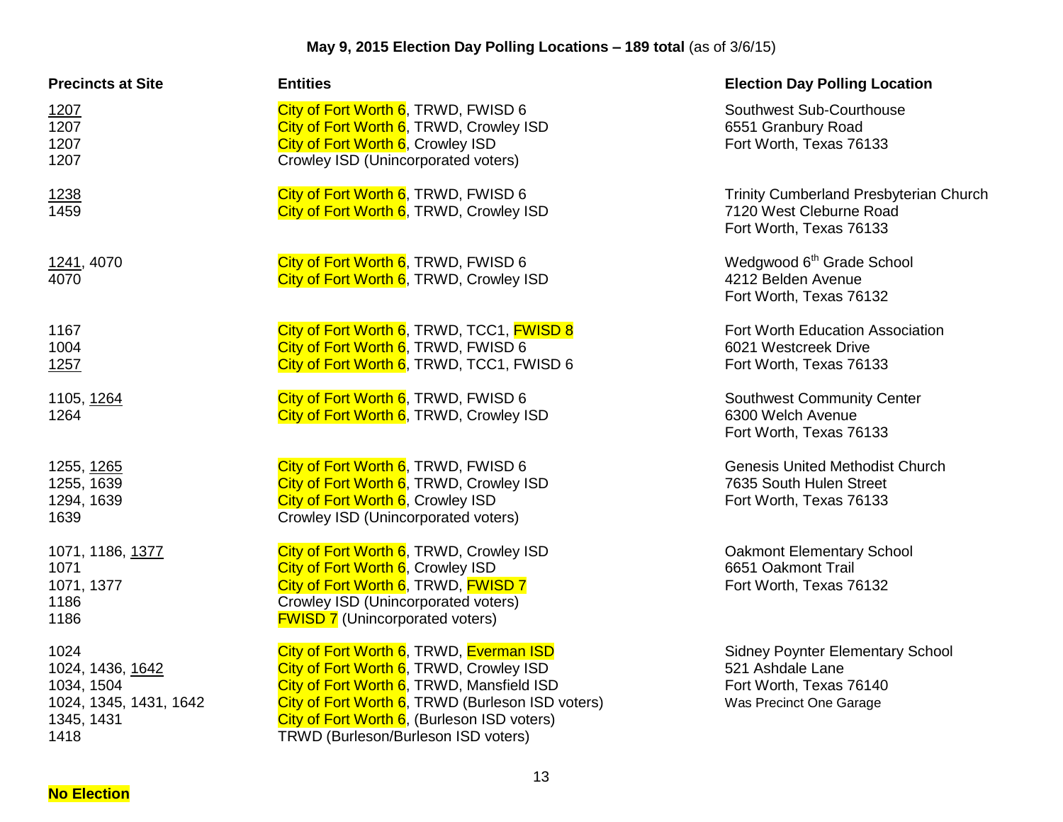**May 9, 2015 Election Day Polling Locations – 189 total** (as of 3/6/15)

| Precincts at Site | Entities | Election Day Polling Location |
|---|---|---|
| 1207 | City of Fort Worth 6, TRWD, FWISD 6 | Southwest Sub-Courthouse |
| 1207 | City of Fort Worth 6, TRWD, Crowley ISD | 6551 Granbury Road |
| 1207 | City of Fort Worth 6, Crowley ISD | Fort Worth, Texas 76133 |
| 1207 | Crowley ISD (Unincorporated voters) | |
| 1238 | City of Fort Worth 6, TRWD, FWISD 6 | Trinity Cumberland Presbyterian Church |
| 1459 | City of Fort Worth 6, TRWD, Crowley ISD | 7120 West Cleburne Road |
| | | Fort Worth, Texas 76133 |
| 1241, 4070 | City of Fort Worth 6, TRWD, FWISD 6 | Wedgwood 6th Grade School |
| 4070 | City of Fort Worth 6, TRWD, Crowley ISD | 4212 Belden Avenue |
| | | Fort Worth, Texas 76132 |
| 1167 | City of Fort Worth 6, TRWD, TCC1, FWISD 8 | Fort Worth Education Association |
| 1004 | City of Fort Worth 6, TRWD, FWISD 6 | 6021 Westcreek Drive |
| 1257 | City of Fort Worth 6, TRWD, TCC1, FWISD 6 | Fort Worth, Texas 76133 |
| 1105, 1264 | City of Fort Worth 6, TRWD, FWISD 6 | Southwest Community Center |
| 1264 | City of Fort Worth 6, TRWD, Crowley ISD | 6300 Welch Avenue |
| | | Fort Worth, Texas 76133 |
| 1255, 1265 | City of Fort Worth 6, TRWD, FWISD 6 | Genesis United Methodist Church |
| 1255, 1639 | City of Fort Worth 6, TRWD, Crowley ISD | 7635 South Hulen Street |
| 1294, 1639 | City of Fort Worth 6, Crowley ISD | Fort Worth, Texas 76133 |
| 1639 | Crowley ISD (Unincorporated voters) | |
| 1071, 1186, 1377 | City of Fort Worth 6, TRWD, Crowley ISD | Oakmont Elementary School |
| 1071 | City of Fort Worth 6, Crowley ISD | 6651 Oakmont Trail |
| 1071, 1377 | City of Fort Worth 6, TRWD, FWISD 7 | Fort Worth, Texas 76132 |
| 1186 | Crowley ISD (Unincorporated voters) | |
| 1186 | FWISD 7 (Unincorporated voters) | |
| 1024 | City of Fort Worth 6, TRWD, Everman ISD | Sidney Poynter Elementary School |
| 1024, 1436, 1642 | City of Fort Worth 6, TRWD, Crowley ISD | 521 Ashdale Lane |
| 1034, 1504 | City of Fort Worth 6, TRWD, Mansfield ISD | Fort Worth, Texas 76140 |
| 1024, 1345, 1431, 1642 | City of Fort Worth 6, TRWD (Burleson ISD voters) | Was Precinct One Garage |
| 1345, 1431 | City of Fort Worth 6, (Burleson ISD voters) | |
| 1418 | TRWD (Burleson/Burleson ISD voters) | |

**No Election**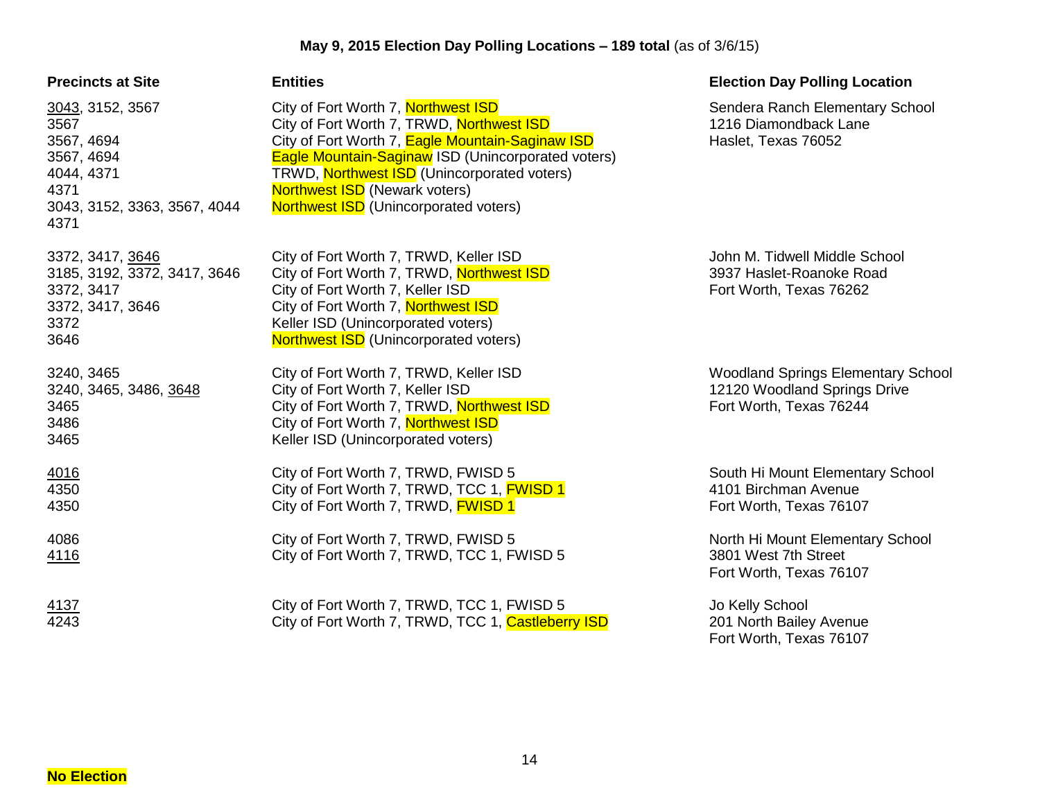**May 9, 2015 Election Day Polling Locations – 189 total** (as of 3/6/15)

| Precincts at Site | Entities | Election Day Polling Location |
|---|---|---|
| 3043, 3152, 3567 | City of Fort Worth 7, Northwest ISD | Sendera Ranch Elementary School |
| 3567 | City of Fort Worth 7, TRWD, Northwest ISD | 1216 Diamondback Lane |
| 3567, 4694 | City of Fort Worth 7, Eagle Mountain-Saginaw ISD | Haslet, Texas 76052 |
| 3567, 4694 | Eagle Mountain-Saginaw ISD (Unincorporated voters) | |
| 4044, 4371 | TRWD, Northwest ISD (Unincorporated voters) | |
| 4371 | Northwest ISD (Newark voters) | |
| 3043, 3152, 3363, 3567, 4044 4371 | Northwest ISD (Unincorporated voters) | |
| 3372, 3417, 3646 | City of Fort Worth 7, TRWD, Keller ISD | John M. Tidwell Middle School |
| 3185, 3192, 3372, 3417, 3646 | City of Fort Worth 7, TRWD, Northwest ISD | 3937 Haslet-Roanoke Road |
| 3372, 3417 | City of Fort Worth 7, Keller ISD | Fort Worth, Texas 76262 |
| 3372, 3417, 3646 | City of Fort Worth 7, Northwest ISD | |
| 3372 | Keller ISD (Unincorporated voters) | |
| 3646 | Northwest ISD (Unincorporated voters) | |
| 3240, 3465 | City of Fort Worth 7, TRWD, Keller ISD | Woodland Springs Elementary School |
| 3240, 3465, 3486, 3648 | City of Fort Worth 7, Keller ISD | 12120 Woodland Springs Drive |
| 3465 | City of Fort Worth 7, TRWD, Northwest ISD | Fort Worth, Texas 76244 |
| 3486 | City of Fort Worth 7, Northwest ISD | |
| 3465 | Keller ISD (Unincorporated voters) | |
| 4016 | City of Fort Worth 7, TRWD, FWISD 5 | South Hi Mount Elementary School |
| 4350 | City of Fort Worth 7, TRWD, TCC 1, FWISD 1 | 4101 Birchman Avenue |
| 4350 | City of Fort Worth 7, TRWD, FWISD 1 | Fort Worth, Texas 76107 |
| 4086 | City of Fort Worth 7, TRWD, FWISD 5 | North Hi Mount Elementary School |
| 4116 | City of Fort Worth 7, TRWD, TCC 1, FWISD 5 | 3801 West 7th Street, Fort Worth, Texas 76107 |
| 4137 | City of Fort Worth 7, TRWD, TCC 1, FWISD 5 | Jo Kelly School |
| 4243 | City of Fort Worth 7, TRWD, TCC 1, Castleberry ISD | 201 North Bailey Avenue, Fort Worth, Texas 76107 |

**No Election**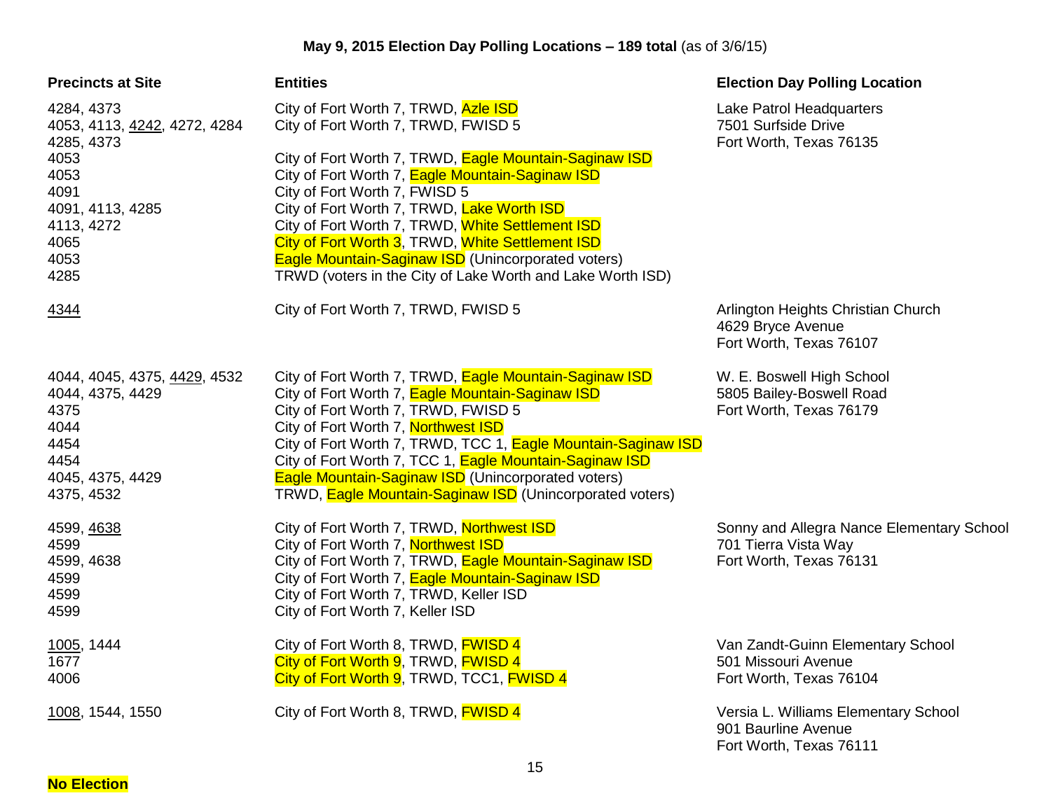**May 9, 2015 Election Day Polling Locations – 189 total** (as of 3/6/15)

| Precincts at Site | Entities | Election Day Polling Location |
|---|---|---|
| 4284, 4373 | City of Fort Worth 7, TRWD, Azle ISD | Lake Patrol Headquarters<br>7501 Surfside Drive<br>Fort Worth, Texas 76135 |
| 4053, 4113, 4242, 4272, 4284<br>4285, 4373 | City of Fort Worth 7, TRWD, FWISD 5 | |
| 4053 | City of Fort Worth 7, TRWD, Eagle Mountain-Saginaw ISD | |
| 4053 | City of Fort Worth 7, Eagle Mountain-Saginaw ISD | |
| 4091 | City of Fort Worth 7, FWISD 5 | |
| 4091, 4113, 4285 | City of Fort Worth 7, TRWD, Lake Worth ISD | |
| 4113, 4272 | City of Fort Worth 7, TRWD, White Settlement ISD | |
| 4065 | City of Fort Worth 3, TRWD, White Settlement ISD | |
| 4053 | Eagle Mountain-Saginaw ISD (Unincorporated voters) | |
| 4285 | TRWD (voters in the City of Lake Worth and Lake Worth ISD) | |
| 4344 | City of Fort Worth 7, TRWD, FWISD 5 | Arlington Heights Christian Church<br>4629 Bryce Avenue<br>Fort Worth, Texas 76107 |
| 4044, 4045, 4375, 4429, 4532 | City of Fort Worth 7, TRWD, Eagle Mountain-Saginaw ISD | W. E. Boswell High School<br>5805 Bailey-Boswell Road<br>Fort Worth, Texas 76179 |
| 4044, 4375, 4429 | City of Fort Worth 7, Eagle Mountain-Saginaw ISD | |
| 4375 | City of Fort Worth 7, TRWD, FWISD 5 | |
| 4044 | City of Fort Worth 7, Northwest ISD | |
| 4454 | City of Fort Worth 7, TRWD, TCC 1, Eagle Mountain-Saginaw ISD | |
| 4454 | City of Fort Worth 7, TCC 1, Eagle Mountain-Saginaw ISD | |
| 4045, 4375, 4429 | Eagle Mountain-Saginaw ISD (Unincorporated voters) | |
| 4375, 4532 | TRWD, Eagle Mountain-Saginaw ISD (Unincorporated voters) | |
| 4599, 4638 | City of Fort Worth 7, TRWD, Northwest ISD | Sonny and Allegra Nance Elementary School<br>701 Tierra Vista Way<br>Fort Worth, Texas 76131 |
| 4599 | City of Fort Worth 7, Northwest ISD | |
| 4599, 4638 | City of Fort Worth 7, TRWD, Eagle Mountain-Saginaw ISD | |
| 4599 | City of Fort Worth 7, Eagle Mountain-Saginaw ISD | |
| 4599 | City of Fort Worth 7, TRWD, Keller ISD | |
| 4599 | City of Fort Worth 7, Keller ISD | |
| 1005, 1444 | City of Fort Worth 8, TRWD, FWISD 4 | Van Zandt-Guinn Elementary School<br>501 Missouri Avenue<br>Fort Worth, Texas 76104 |
| 1677 | City of Fort Worth 9, TRWD, FWISD 4 | |
| 4006 | City of Fort Worth 9, TRWD, TCC1, FWISD 4 | |
| 1008, 1544, 1550 | City of Fort Worth 8, TRWD, FWISD 4 | Versia L. Williams Elementary School<br>901 Baurline Avenue<br>Fort Worth, Texas 76111 |

**No Election**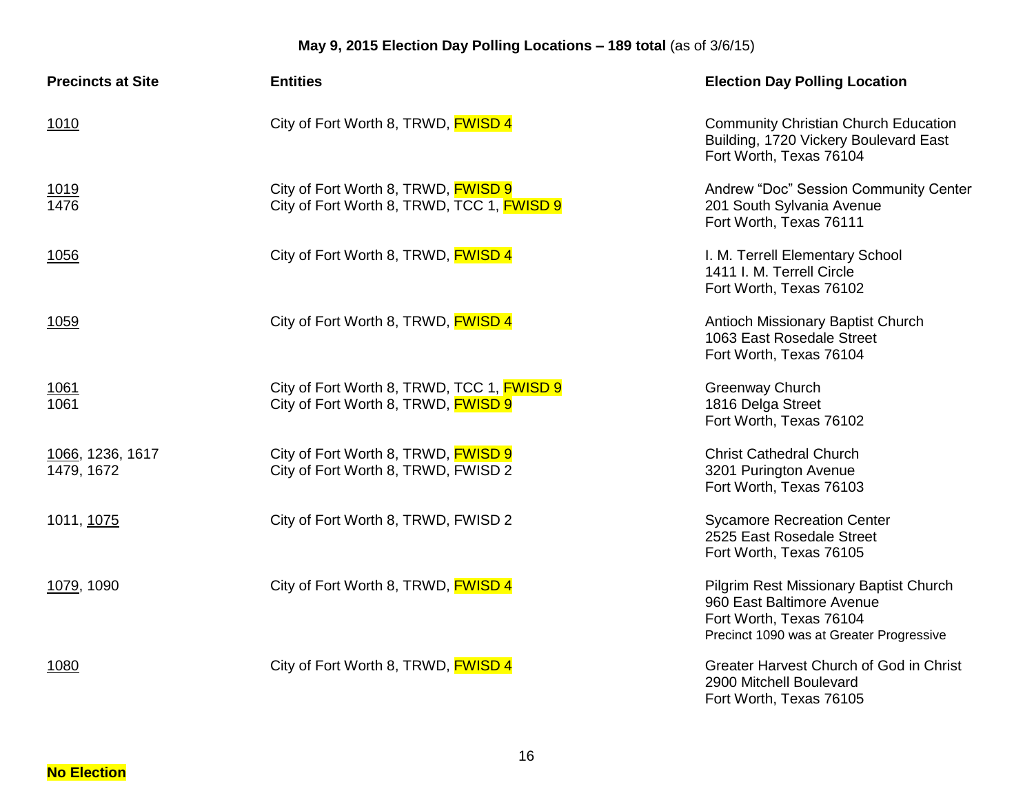**May 9, 2015 Election Day Polling Locations – 189 total** (as of 3/6/15)

| Precincts at Site | Entities | Election Day Polling Location |
|---|---|---|
| 1010 | City of Fort Worth 8, TRWD, FWISD 4 | Community Christian Church Education Building, 1720 Vickery Boulevard East<br>Fort Worth, Texas 76104 |
| 1019<br>1476 | City of Fort Worth 8, TRWD, FWISD 9<br>City of Fort Worth 8, TRWD, TCC 1, FWISD 9 | Andrew "Doc" Session Community Center<br>201 South Sylvania Avenue<br>Fort Worth, Texas 76111 |
| 1056 | City of Fort Worth 8, TRWD, FWISD 4 | I. M. Terrell Elementary School<br>1411 I. M. Terrell Circle<br>Fort Worth, Texas 76102 |
| 1059 | City of Fort Worth 8, TRWD, FWISD 4 | Antioch Missionary Baptist Church<br>1063 East Rosedale Street<br>Fort Worth, Texas 76104 |
| 1061<br>1061 | City of Fort Worth 8, TRWD, TCC 1, FWISD 9<br>City of Fort Worth 8, TRWD, FWISD 9 | Greenway Church<br>1816 Delga Street<br>Fort Worth, Texas 76102 |
| 1066, 1236, 1617<br>1479, 1672 | City of Fort Worth 8, TRWD, FWISD 9<br>City of Fort Worth 8, TRWD, FWISD 2 | Christ Cathedral Church<br>3201 Purington Avenue<br>Fort Worth, Texas 76103 |
| 1011, 1075 | City of Fort Worth 8, TRWD, FWISD 2 | Sycamore Recreation Center<br>2525 East Rosedale Street<br>Fort Worth, Texas 76105 |
| 1079, 1090 | City of Fort Worth 8, TRWD, FWISD 4 | Pilgrim Rest Missionary Baptist Church<br>960 East Baltimore Avenue<br>Fort Worth, Texas 76104<br>Precinct 1090 was at Greater Progressive |
| 1080 | City of Fort Worth 8, TRWD, FWISD 4 | Greater Harvest Church of God in Christ<br>2900 Mitchell Boulevard<br>Fort Worth, Texas 76105 |

**No Election**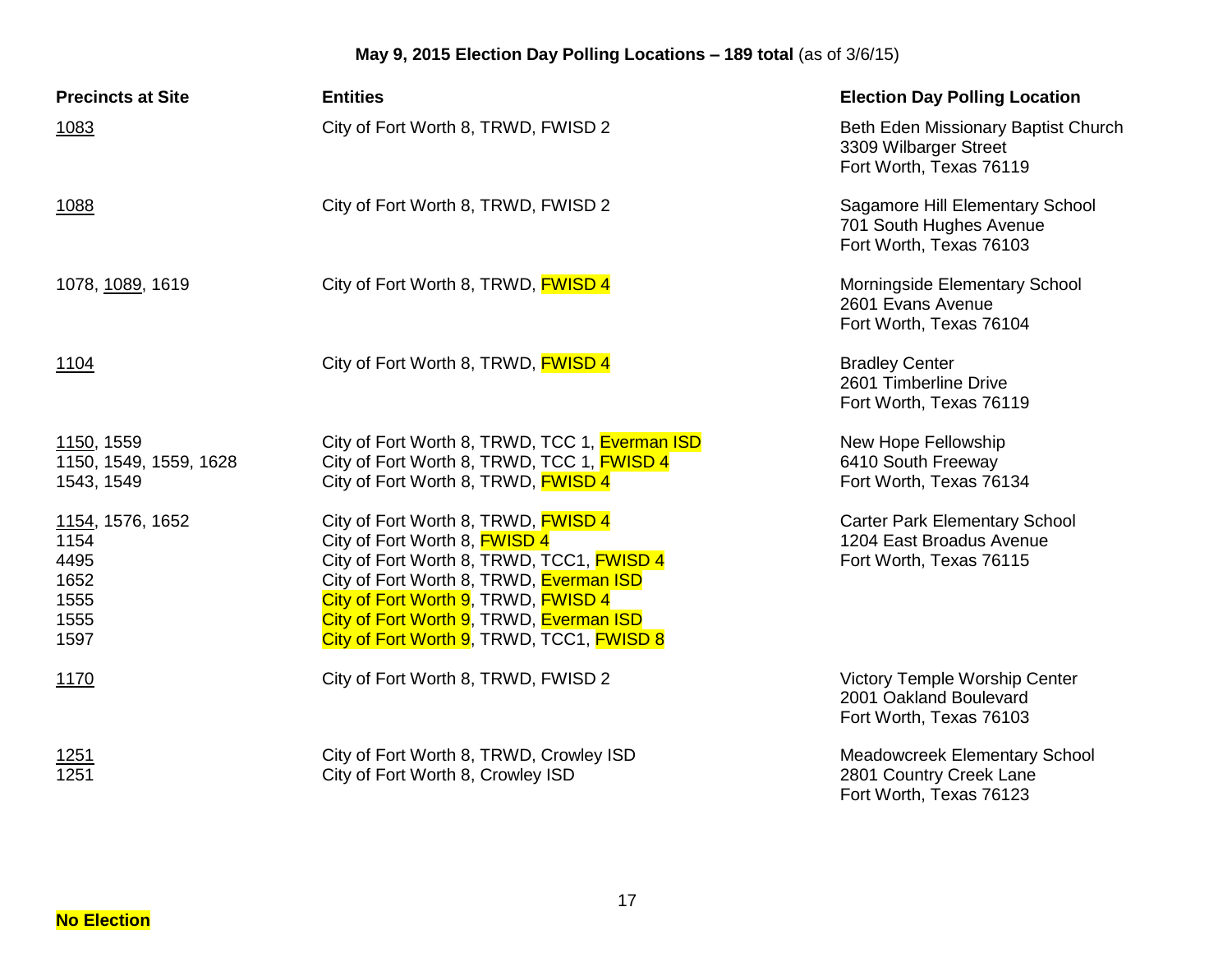**May 9, 2015 Election Day Polling Locations – 189 total** (as of 3/6/15)

| Precincts at Site | Entities | Election Day Polling Location |
|---|---|---|
| 1083 | City of Fort Worth 8, TRWD, FWISD 2 | Beth Eden Missionary Baptist Church<br>3309 Wilbarger Street<br>Fort Worth, Texas 76119 |
| 1088 | City of Fort Worth 8, TRWD, FWISD 2 | Sagamore Hill Elementary School<br>701 South Hughes Avenue<br>Fort Worth, Texas 76103 |
| 1078, 1089, 1619 | City of Fort Worth 8, TRWD, FWISD 4 | Morningside Elementary School<br>2601 Evans Avenue<br>Fort Worth, Texas 76104 |
| 1104 | City of Fort Worth 8, TRWD, FWISD 4 | Bradley Center<br>2601 Timberline Drive<br>Fort Worth, Texas 76119 |
| 1150, 1559<br>1150, 1549, 1559, 1628<br>1543, 1549 | City of Fort Worth 8, TRWD, TCC 1, Everman ISD<br>City of Fort Worth 8, TRWD, TCC 1, FWISD 4<br>City of Fort Worth 8, TRWD, FWISD 4 | New Hope Fellowship<br>6410 South Freeway<br>Fort Worth, Texas 76134 |
| 1154, 1576, 1652<br>1154<br>4495<br>1652<br>1555<br>1555<br>1597 | City of Fort Worth 8, TRWD, FWISD 4<br>City of Fort Worth 8, FWISD 4<br>City of Fort Worth 8, TRWD, TCC1, FWISD 4<br>City of Fort Worth 8, TRWD, Everman ISD<br>City of Fort Worth 9, TRWD, FWISD 4<br>City of Fort Worth 9, TRWD, Everman ISD<br>City of Fort Worth 9, TRWD, TCC1, FWISD 8 | Carter Park Elementary School<br>1204 East Broadus Avenue<br>Fort Worth, Texas 76115 |
| 1170 | City of Fort Worth 8, TRWD, FWISD 2 | Victory Temple Worship Center<br>2001 Oakland Boulevard<br>Fort Worth, Texas 76103 |
| 1251<br>1251 | City of Fort Worth 8, TRWD, Crowley ISD<br>City of Fort Worth 8, Crowley ISD | Meadowcreek Elementary School<br>2801 Country Creek Lane<br>Fort Worth, Texas 76123 |

**No Election**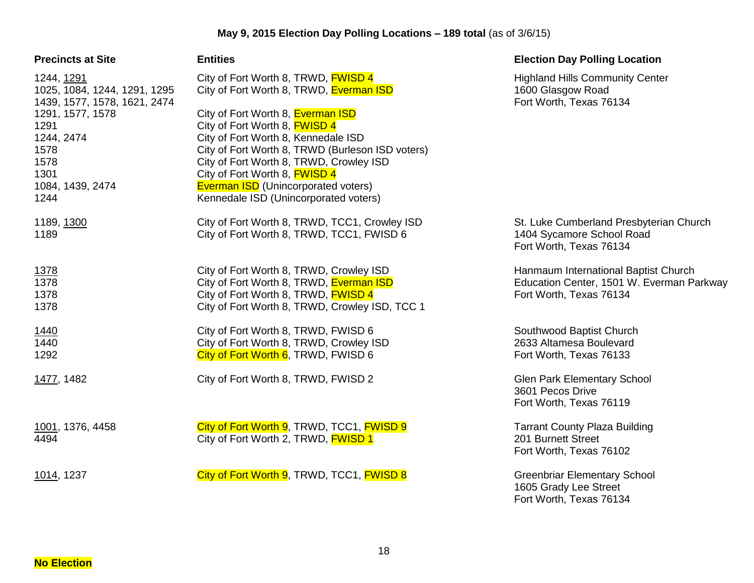**May 9, 2015 Election Day Polling Locations – 189 total** (as of 3/6/15)

| Precincts at Site | Entities | Election Day Polling Location |
|---|---|---|
| 1244, 1291 | City of Fort Worth 8, TRWD, FWISD 4 | Highland Hills Community Center<br>1600 Glasgow Road<br>Fort Worth, Texas 76134 |
| 1025, 1084, 1244, 1291, 1295<br>1439, 1577, 1578, 1621, 2474 | City of Fort Worth 8, TRWD, Everman ISD | |
| 1291, 1577, 1578 | City of Fort Worth 8, Everman ISD | |
| 1291 | City of Fort Worth 8, FWISD 4 | |
| 1244, 2474 | City of Fort Worth 8, Kennedale ISD | |
| 1578 | City of Fort Worth 8, TRWD (Burleson ISD voters) | |
| 1578 | City of Fort Worth 8, TRWD, Crowley ISD | |
| 1301 | City of Fort Worth 8, FWISD 4 | |
| 1084, 1439, 2474 | Everman ISD (Unincorporated voters) | |
| 1244 | Kennedale ISD (Unincorporated voters) | |
| 1189, 1300 | City of Fort Worth 8, TRWD, TCC1, Crowley ISD | St. Luke Cumberland Presbyterian Church<br>1404 Sycamore School Road<br>Fort Worth, Texas 76134 |
| 1189 | City of Fort Worth 8, TRWD, TCC1, FWISD 6 | |
| 1378 | City of Fort Worth 8, TRWD, Crowley ISD | Hanmaum International Baptist Church<br>Education Center, 1501 W. Everman Parkway<br>Fort Worth, Texas 76134 |
| 1378 | City of Fort Worth 8, TRWD, Everman ISD | |
| 1378 | City of Fort Worth 8, TRWD, FWISD 4 | |
| 1378 | City of Fort Worth 8, TRWD, Crowley ISD, TCC 1 | |
| 1440 | City of Fort Worth 8, TRWD, FWISD 6 | Southwood Baptist Church<br>2633 Altamesa Boulevard<br>Fort Worth, Texas 76133 |
| 1440 | City of Fort Worth 8, TRWD, Crowley ISD | |
| 1292 | City of Fort Worth 6, TRWD, FWISD 6 | |
| 1477, 1482 | City of Fort Worth 8, TRWD, FWISD 2 | Glen Park Elementary School<br>3601 Pecos Drive<br>Fort Worth, Texas 76119 |
| 1001, 1376, 4458 | City of Fort Worth 9, TRWD, TCC1, FWISD 9 | Tarrant County Plaza Building<br>201 Burnett Street<br>Fort Worth, Texas 76102 |
| 4494 | City of Fort Worth 2, TRWD, FWISD 1 | |
| 1014, 1237 | City of Fort Worth 9, TRWD, TCC1, FWISD 8 | Greenbriar Elementary School<br>1605 Grady Lee Street<br>Fort Worth, Texas 76134 |

**No Election**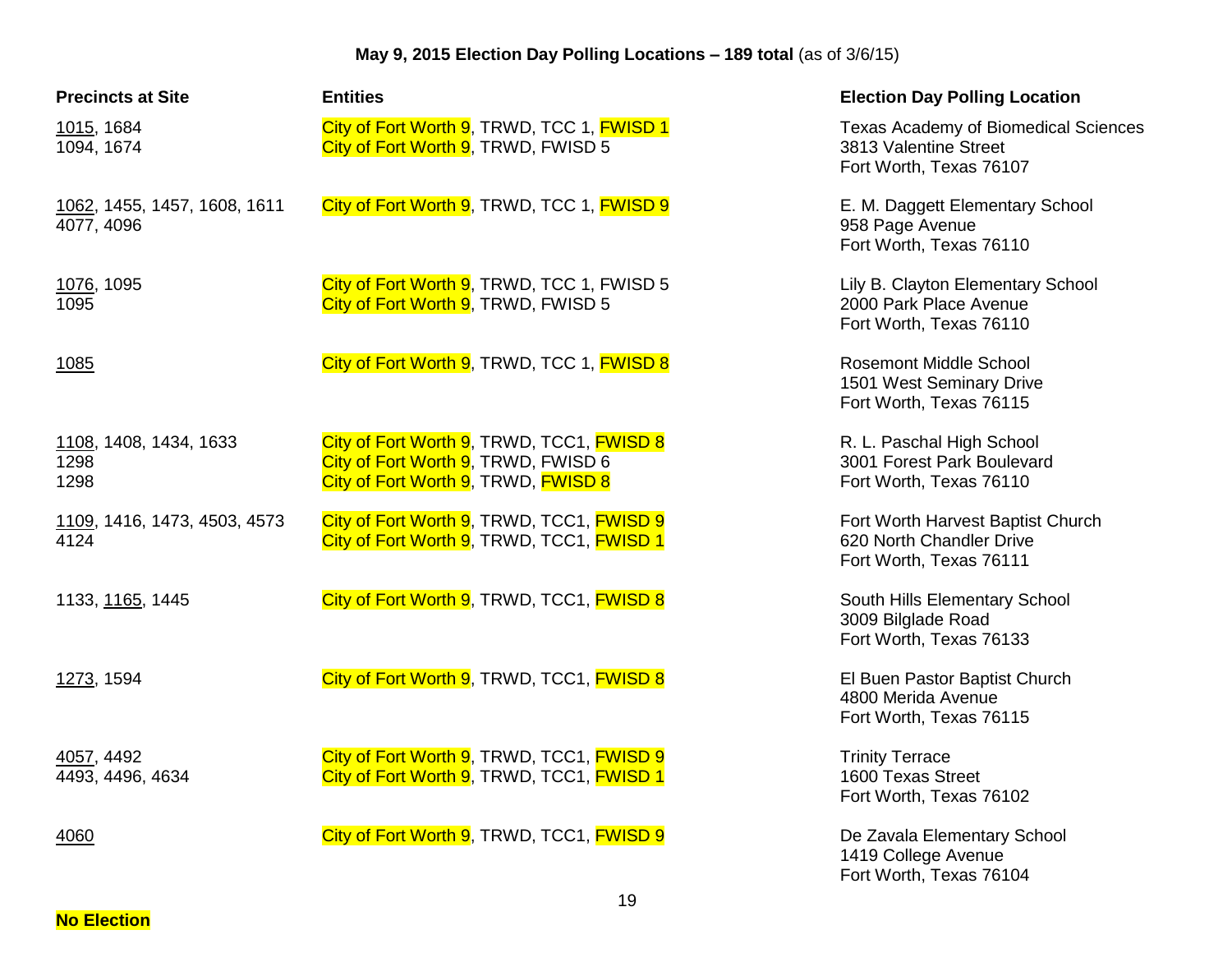**May 9, 2015 Election Day Polling Locations – 189 total** (as of 3/6/15)

| Precincts at Site | Entities | Election Day Polling Location |
|---|---|---|
| 1015, 1684<br>1094, 1674 | City of Fort Worth 9, TRWD, TCC 1, FWISD 1<br>City of Fort Worth 9, TRWD, FWISD 5 | Texas Academy of Biomedical Sciences<br>3813 Valentine Street<br>Fort Worth, Texas 76107 |
| 1062, 1455, 1457, 1608, 1611<br>4077, 4096 | City of Fort Worth 9, TRWD, TCC 1, FWISD 9 | E. M. Daggett Elementary School<br>958 Page Avenue<br>Fort Worth, Texas 76110 |
| 1076, 1095<br>1095 | City of Fort Worth 9, TRWD, TCC 1, FWISD 5<br>City of Fort Worth 9, TRWD, FWISD 5 | Lily B. Clayton Elementary School<br>2000 Park Place Avenue<br>Fort Worth, Texas 76110 |
| 1085 | City of Fort Worth 9, TRWD, TCC 1, FWISD 8 | Rosemont Middle School<br>1501 West Seminary Drive<br>Fort Worth, Texas 76115 |
| 1108, 1408, 1434, 1633<br>1298<br>1298 | City of Fort Worth 9, TRWD, TCC1, FWISD 8<br>City of Fort Worth 9, TRWD, FWISD 6<br>City of Fort Worth 9, TRWD, FWISD 8 | R. L. Paschal High School<br>3001 Forest Park Boulevard<br>Fort Worth, Texas 76110 |
| 1109, 1416, 1473, 4503, 4573<br>4124 | City of Fort Worth 9, TRWD, TCC1, FWISD 9<br>City of Fort Worth 9, TRWD, TCC1, FWISD 1 | Fort Worth Harvest Baptist Church<br>620 North Chandler Drive<br>Fort Worth, Texas 76111 |
| 1133, 1165, 1445 | City of Fort Worth 9, TRWD, TCC1, FWISD 8 | South Hills Elementary School<br>3009 Bilglade Road<br>Fort Worth, Texas 76133 |
| 1273, 1594 | City of Fort Worth 9, TRWD, TCC1, FWISD 8 | El Buen Pastor Baptist Church<br>4800 Merida Avenue<br>Fort Worth, Texas 76115 |
| 4057, 4492<br>4493, 4496, 4634 | City of Fort Worth 9, TRWD, TCC1, FWISD 9<br>City of Fort Worth 9, TRWD, TCC1, FWISD 1 | Trinity Terrace<br>1600 Texas Street<br>Fort Worth, Texas 76102 |
| 4060 | City of Fort Worth 9, TRWD, TCC1, FWISD 9 | De Zavala Elementary School<br>1419 College Avenue<br>Fort Worth, Texas 76104 |

**No Election**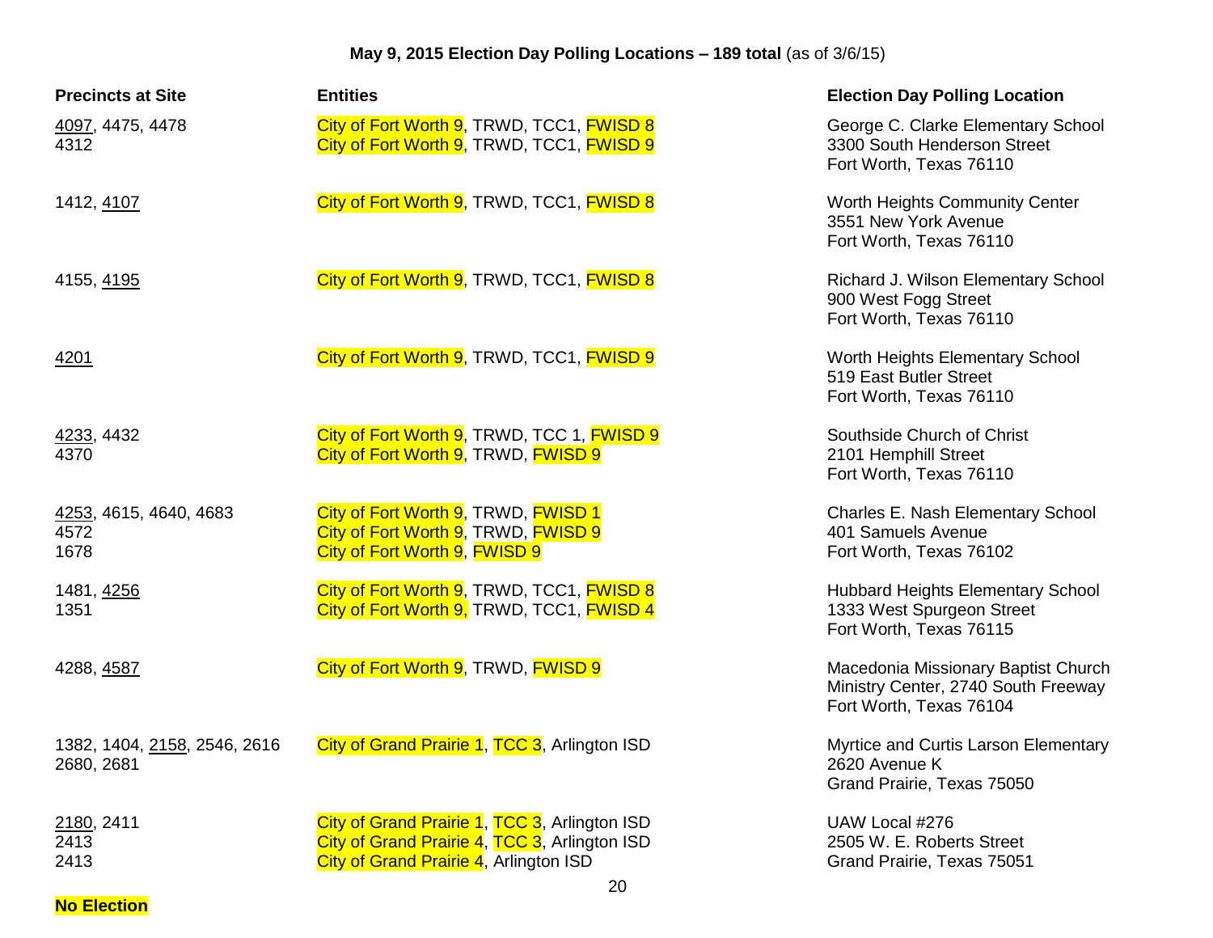**May 9, 2015 Election Day Polling Locations – 189 total** (as of 3/6/15)

| Precincts at Site | Entities | Election Day Polling Location |
|---|---|---|
| <u>4097</u>, 4475, 4478<br>4312 | City of Fort Worth 9, TRWD, TCC1, FWISD 8<br>City of Fort Worth 9, TRWD, TCC1, FWISD 9 | George C. Clarke Elementary School<br>3300 South Henderson Street<br>Fort Worth, Texas 76110 |
| 1412, <u>4107</u> | City of Fort Worth 9, TRWD, TCC1, FWISD 8 | Worth Heights Community Center<br>3551 New York Avenue<br>Fort Worth, Texas 76110 |
| 4155, <u>4195</u> | City of Fort Worth 9, TRWD, TCC1, FWISD 8 | Richard J. Wilson Elementary School<br>900 West Fogg Street<br>Fort Worth, Texas 76110 |
| <u>4201</u> | City of Fort Worth 9, TRWD, TCC1, FWISD 9 | Worth Heights Elementary School<br>519 East Butler Street<br>Fort Worth, Texas 76110 |
| <u>4233</u>, 4432<br>4370 | City of Fort Worth 9, TRWD, TCC 1, FWISD 9<br>City of Fort Worth 9, TRWD, FWISD 9 | Southside Church of Christ<br>2101 Hemphill Street<br>Fort Worth, Texas 76110 |
| <u>4253</u>, 4615, 4640, 4683<br>4572<br>1678 | City of Fort Worth 9, TRWD, FWISD 1<br>City of Fort Worth 9, TRWD, FWISD 9<br>City of Fort Worth 9, FWISD 9 | Charles E. Nash Elementary School<br>401 Samuels Avenue<br>Fort Worth, Texas 76102 |
| 1481, <u>4256</u><br>1351 | City of Fort Worth 9, TRWD, TCC1, FWISD 8<br>City of Fort Worth 9, TRWD, TCC1, FWISD 4 | Hubbard Heights Elementary School<br>1333 West Spurgeon Street<br>Fort Worth, Texas 76115 |
| 4288, <u>4587</u> | City of Fort Worth 9, TRWD, FWISD 9 | Macedonia Missionary Baptist Church<br>Ministry Center, 2740 South Freeway<br>Fort Worth, Texas 76104 |
| 1382, 1404, <u>2158</u>, 2546, 2616<br>2680, 2681 | City of Grand Prairie 1, TCC 3, Arlington ISD | Myrtice and Curtis Larson Elementary<br>2620 Avenue K<br>Grand Prairie, Texas 75050 |
| <u>2180</u>, 2411<br>2413<br>2413 | City of Grand Prairie 1, TCC 3, Arlington ISD<br>City of Grand Prairie 4, TCC 3, Arlington ISD<br>City of Grand Prairie 4, Arlington ISD | UAW Local #276<br>2505 W. E. Roberts Street<br>Grand Prairie, Texas 75051 |

**No Election**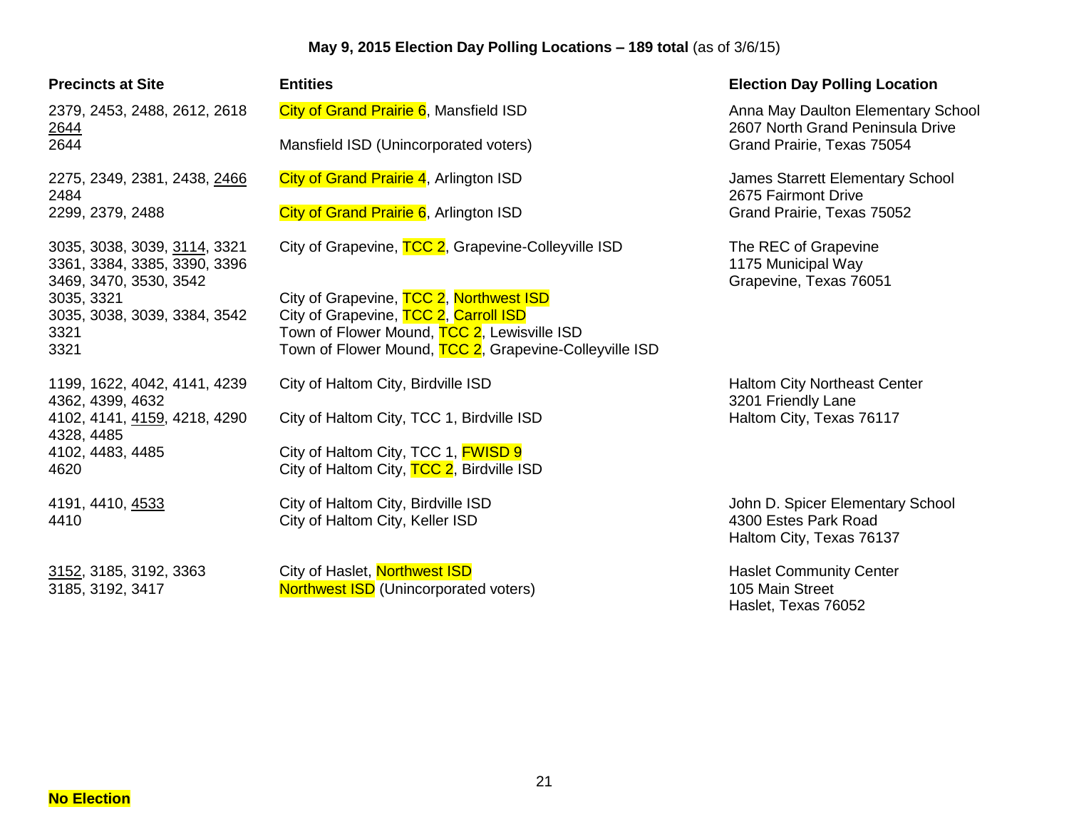**May 9, 2015 Election Day Polling Locations – 189 total** (as of 3/6/15)

| Precincts at Site | Entities | Election Day Polling Location |
|---|---|---|
| 2379, 2453, 2488, 2612, 2618 <u>2644</u> | City of Grand Prairie 6, Mansfield ISD | Anna May Daulton Elementary School<br>2607 North Grand Peninsula Drive<br>Grand Prairie, Texas 75054 |
| 2644 | Mansfield ISD (Unincorporated voters) | |
| 2275, 2349, 2381, 2438, <u>2466</u> 2484 | City of Grand Prairie 4, Arlington ISD | James Starrett Elementary School<br>2675 Fairmont Drive<br>Grand Prairie, Texas 75052 |
| 2299, 2379, 2488 | City of Grand Prairie 6, Arlington ISD | |
| 3035, 3038, 3039, <u>3114</u>, 3321 3361, 3384, 3385, 3390, 3396 3469, 3470, 3530, 3542 | City of Grapevine, TCC 2, Grapevine-Colleyville ISD | The REC of Grapevine<br>1175 Municipal Way<br>Grapevine, Texas 76051 |
| 3035, 3321 | City of Grapevine, TCC 2, Northwest ISD | |
| 3035, 3038, 3039, 3384, 3542 | City of Grapevine, TCC 2, Carroll ISD | |
| 3321 | Town of Flower Mound, TCC 2, Lewisville ISD | |
| 3321 | Town of Flower Mound, TCC 2, Grapevine-Colleyville ISD | |
| 1199, 1622, 4042, 4141, 4239 4362, 4399, 4632 | City of Haltom City, Birdville ISD | Haltom City Northeast Center<br>3201 Friendly Lane<br>Haltom City, Texas 76117 |
| 4102, 4141, <u>4159</u>, 4218, 4290 4328, 4485 | City of Haltom City, TCC 1, Birdville ISD | |
| 4102, 4483, 4485 | City of Haltom City, TCC 1, FWISD 9 | |
| 4620 | City of Haltom City, TCC 2, Birdville ISD | |
| 4191, 4410, <u>4533</u> | City of Haltom City, Birdville ISD | John D. Spicer Elementary School<br>4300 Estes Park Road<br>Haltom City, Texas 76137 |
| 4410 | City of Haltom City, Keller ISD | |
| <u>3152</u>, 3185, 3192, 3363 | City of Haslet, Northwest ISD | Haslet Community Center<br>105 Main Street<br>Haslet, Texas 76052 |
| 3185, 3192, 3417 | Northwest ISD (Unincorporated voters) | |

**No Election**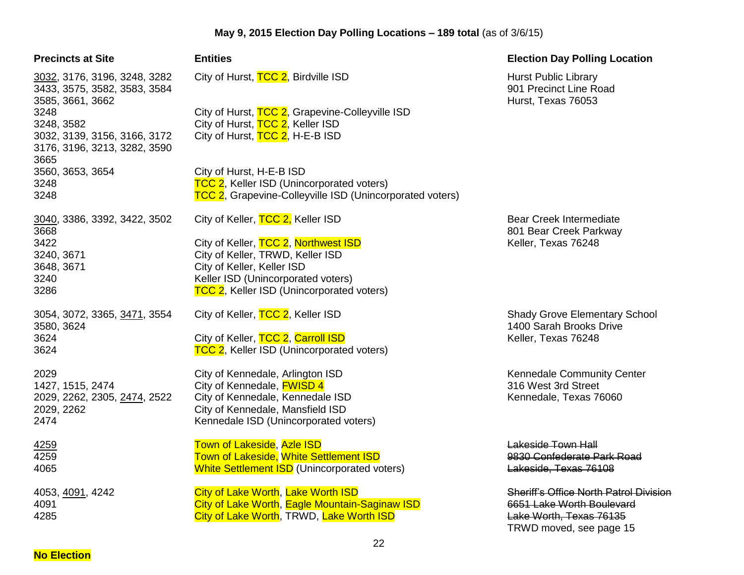**May 9, 2015 Election Day Polling Locations – 189 total** (as of 3/6/15)

| Precincts at Site | Entities | Election Day Polling Location |
|---|---|---|
| 3032, 3176, 3196, 3248, 3282 3433, 3575, 3582, 3583, 3584 3585, 3661, 3662 | City of Hurst, TCC 2, Birdville ISD | Hurst Public Library<br>901 Precinct Line Road<br>Hurst, Texas 76053 |
| 3248 | City of Hurst, TCC 2, Grapevine-Colleyville ISD | |
| 3248, 3582 | City of Hurst, TCC 2, Keller ISD | |
| 3032, 3139, 3156, 3166, 3172 3176, 3196, 3213, 3282, 3590 3665 | City of Hurst, TCC 2, H-E-B ISD | |
| 3560, 3653, 3654 | City of Hurst, H-E-B ISD | |
| 3248 | TCC 2, Keller ISD (Unincorporated voters) | |
| 3248 | TCC 2, Grapevine-Colleyville ISD (Unincorporated voters) | |
| 3040, 3386, 3392, 3422, 3502 3668 | City of Keller, TCC 2, Keller ISD | Bear Creek Intermediate<br>801 Bear Creek Parkway<br>Keller, Texas 76248 |
| 3422 | City of Keller, TCC 2, Northwest ISD | |
| 3240, 3671 | City of Keller, TRWD, Keller ISD | |
| 3648, 3671 | City of Keller, Keller ISD | |
| 3240 | Keller ISD (Unincorporated voters) | |
| 3286 | TCC 2, Keller ISD (Unincorporated voters) | |
| 3054, 3072, 3365, 3471, 3554 3580, 3624 | City of Keller, TCC 2, Keller ISD | Shady Grove Elementary School<br>1400 Sarah Brooks Drive<br>Keller, Texas 76248 |
| 3624 | City of Keller, TCC 2, Carroll ISD | |
| 3624 | TCC 2, Keller ISD (Unincorporated voters) | |
| 2029 | City of Kennedale, Arlington ISD | Kennedale Community Center<br>316 West 3rd Street<br>Kennedale, Texas 76060 |
| 1427, 1515, 2474 | City of Kennedale, FWISD 4 | |
| 2029, 2262, 2305, 2474, 2522 | City of Kennedale, Kennedale ISD | |
| 2029, 2262 | City of Kennedale, Mansfield ISD | |
| 2474 | Kennedale ISD (Unincorporated voters) | |
| 4259 | Town of Lakeside, Azle ISD | ~~Lakeside Town Hall~~<br>~~9830 Confederate Park Road~~<br>~~Lakeside, Texas 76108~~ |
| 4259 | Town of Lakeside, White Settlement ISD | |
| 4065 | White Settlement ISD (Unincorporated voters) | |
| 4053, 4091, 4242 | City of Lake Worth, Lake Worth ISD | ~~Sheriff's Office North Patrol Division~~<br>~~6651 Lake Worth Boulevard~~<br>~~Lake Worth, Texas 76135~~<br>TRWD moved, see page 15 |
| 4091 | City of Lake Worth, Eagle Mountain-Saginaw ISD | |
| 4285 | City of Lake Worth, TRWD, Lake Worth ISD | |

**No Election**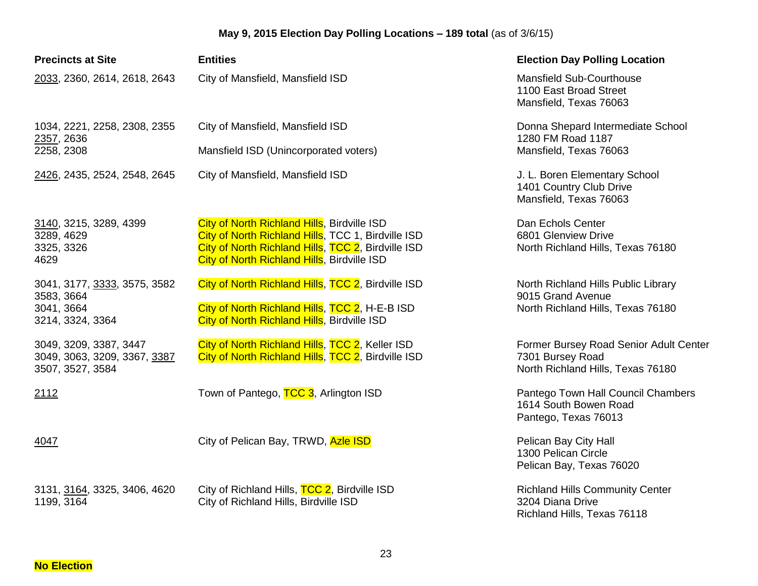**May 9, 2015 Election Day Polling Locations – 189 total** (as of 3/6/15)

| Precincts at Site | Entities | Election Day Polling Location |
|---|---|---|
| 2033, 2360, 2614, 2618, 2643 | City of Mansfield, Mansfield ISD | Mansfield Sub-Courthouse<br>1100 East Broad Street<br>Mansfield, Texas 76063 |
| 1034, 2221, 2258, 2308, 2355<br>2357, 2636 | City of Mansfield, Mansfield ISD | Donna Shepard Intermediate School<br>1280 FM Road 1187<br>Mansfield, Texas 76063 |
| 2258, 2308 | Mansfield ISD (Unincorporated voters) | |
| 2426, 2435, 2524, 2548, 2645 | City of Mansfield, Mansfield ISD | J. L. Boren Elementary School<br>1401 Country Club Drive<br>Mansfield, Texas 76063 |
| 3140, 3215, 3289, 4399 | City of North Richland Hills, Birdville ISD | Dan Echols Center<br>6801 Glenview Drive<br>North Richland Hills, Texas 76180 |
| 3289, 4629 | City of North Richland Hills, TCC 1, Birdville ISD | |
| 3325, 3326 | City of North Richland Hills, TCC 2, Birdville ISD | |
| 4629 | City of North Richland Hills, Birdville ISD | |
| 3041, 3177, 3333, 3575, 3582<br>3583, 3664 | City of North Richland Hills, TCC 2, Birdville ISD | North Richland Hills Public Library<br>9015 Grand Avenue<br>North Richland Hills, Texas 76180 |
| 3041, 3664 | City of North Richland Hills, TCC 2, H-E-B ISD | |
| 3214, 3324, 3364 | City of North Richland Hills, Birdville ISD | |
| 3049, 3209, 3387, 3447 | City of North Richland Hills, TCC 2, Keller ISD | Former Bursey Road Senior Adult Center<br>7301 Bursey Road<br>North Richland Hills, Texas 76180 |
| 3049, 3063, 3209, 3367, 3387<br>3507, 3527, 3584 | City of North Richland Hills, TCC 2, Birdville ISD | |
| 2112 | Town of Pantego, TCC 3, Arlington ISD | Pantego Town Hall Council Chambers<br>1614 South Bowen Road<br>Pantego, Texas 76013 |
| 4047 | City of Pelican Bay, TRWD, Azle ISD | Pelican Bay City Hall<br>1300 Pelican Circle<br>Pelican Bay, Texas 76020 |
| 3131, 3164, 3325, 3406, 4620 | City of Richland Hills, TCC 2, Birdville ISD | Richland Hills Community Center<br>3204 Diana Drive<br>Richland Hills, Texas 76118 |
| 1199, 3164 | City of Richland Hills, Birdville ISD | |

**No Election**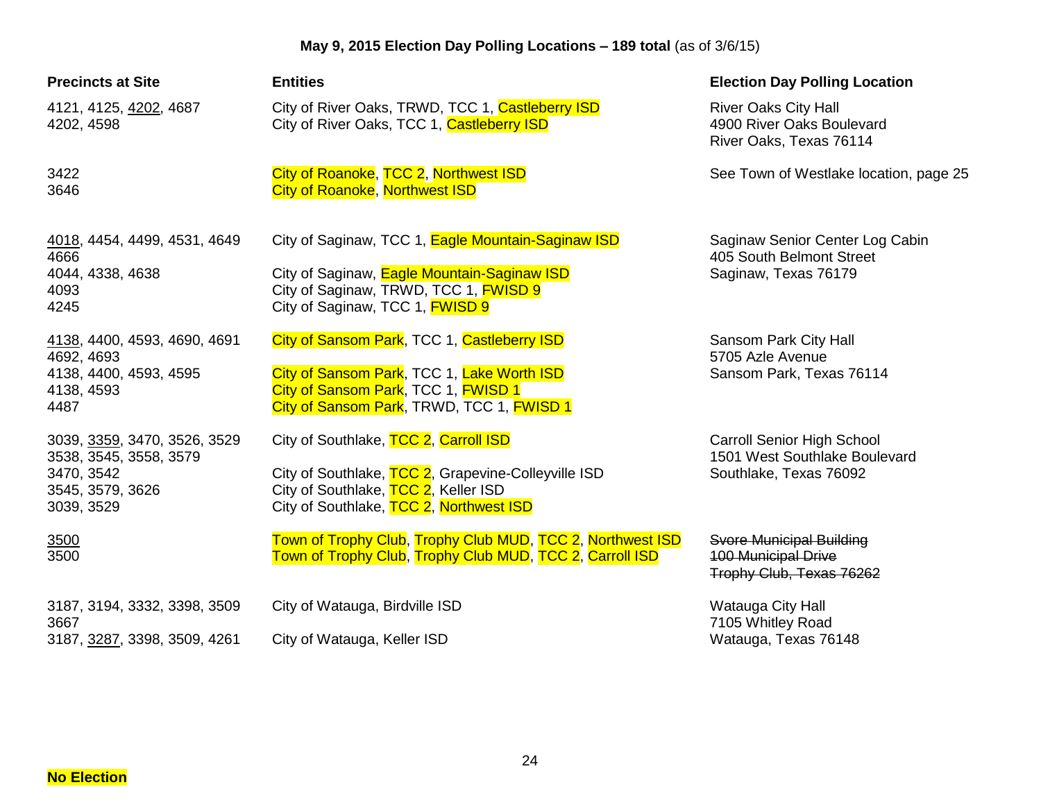**May 9, 2015 Election Day Polling Locations – 189 total** (as of 3/6/15)

| Precincts at Site | Entities | Election Day Polling Location |
|---|---|---|
| 4121, 4125, <u>4202</u>, 4687 | City of River Oaks, TRWD, TCC 1, Castleberry ISD | River Oaks City Hall<br>4900 River Oaks Boulevard<br>River Oaks, Texas 76114 |
| 4202, 4598 | City of River Oaks, TCC 1, Castleberry ISD | |
| 3422 | City of Roanoke, TCC 2, Northwest ISD | See Town of Westlake location, page 25 |
| 3646 | City of Roanoke, Northwest ISD | |
| <u>4018</u>, 4454, 4499, 4531, 4649, 4666 | City of Saginaw, TCC 1, Eagle Mountain-Saginaw ISD | Saginaw Senior Center Log Cabin<br>405 South Belmont Street<br>Saginaw, Texas 76179 |
| 4044, 4338, 4638 | City of Saginaw, Eagle Mountain-Saginaw ISD | |
| 4093 | City of Saginaw, TRWD, TCC 1, FWISD 9 | |
| 4245 | City of Saginaw, TCC 1, FWISD 9 | |
| <u>4138</u>, 4400, 4593, 4690, 4691, 4692, 4693 | City of Sansom Park, TCC 1, Castleberry ISD | Sansom Park City Hall<br>5705 Azle Avenue<br>Sansom Park, Texas 76114 |
| 4138, 4400, 4593, 4595 | City of Sansom Park, TCC 1, Lake Worth ISD | |
| 4138, 4593 | City of Sansom Park, TCC 1, FWISD 1 | |
| 4487 | City of Sansom Park, TRWD, TCC 1, FWISD 1 | |
| 3039, <u>3359</u>, 3470, 3526, 3529, 3538, 3545, 3558, 3579 | City of Southlake, TCC 2, Carroll ISD | Carroll Senior High School<br>1501 West Southlake Boulevard<br>Southlake, Texas 76092 |
| 3470, 3542 | City of Southlake, TCC 2, Grapevine-Colleyville ISD | |
| 3545, 3579, 3626 | City of Southlake, TCC 2, Keller ISD | |
| 3039, 3529 | City of Southlake, TCC 2, Northwest ISD | |
| <u>3500</u> | Town of Trophy Club, Trophy Club MUD, TCC 2, Northwest ISD | ~~Svore Municipal Building~~<br>~~100 Municipal Drive~~<br>~~Trophy Club, Texas 76262~~ |
| 3500 | Town of Trophy Club, Trophy Club MUD, TCC 2, Carroll ISD | |
| 3187, 3194, 3332, 3398, 3509, 3667 | City of Watauga, Birdville ISD | Watauga City Hall<br>7105 Whitley Road<br>Watauga, Texas 76148 |
| 3187, <u>3287</u>, 3398, 3509, 4261 | City of Watauga, Keller ISD | |

**No Election**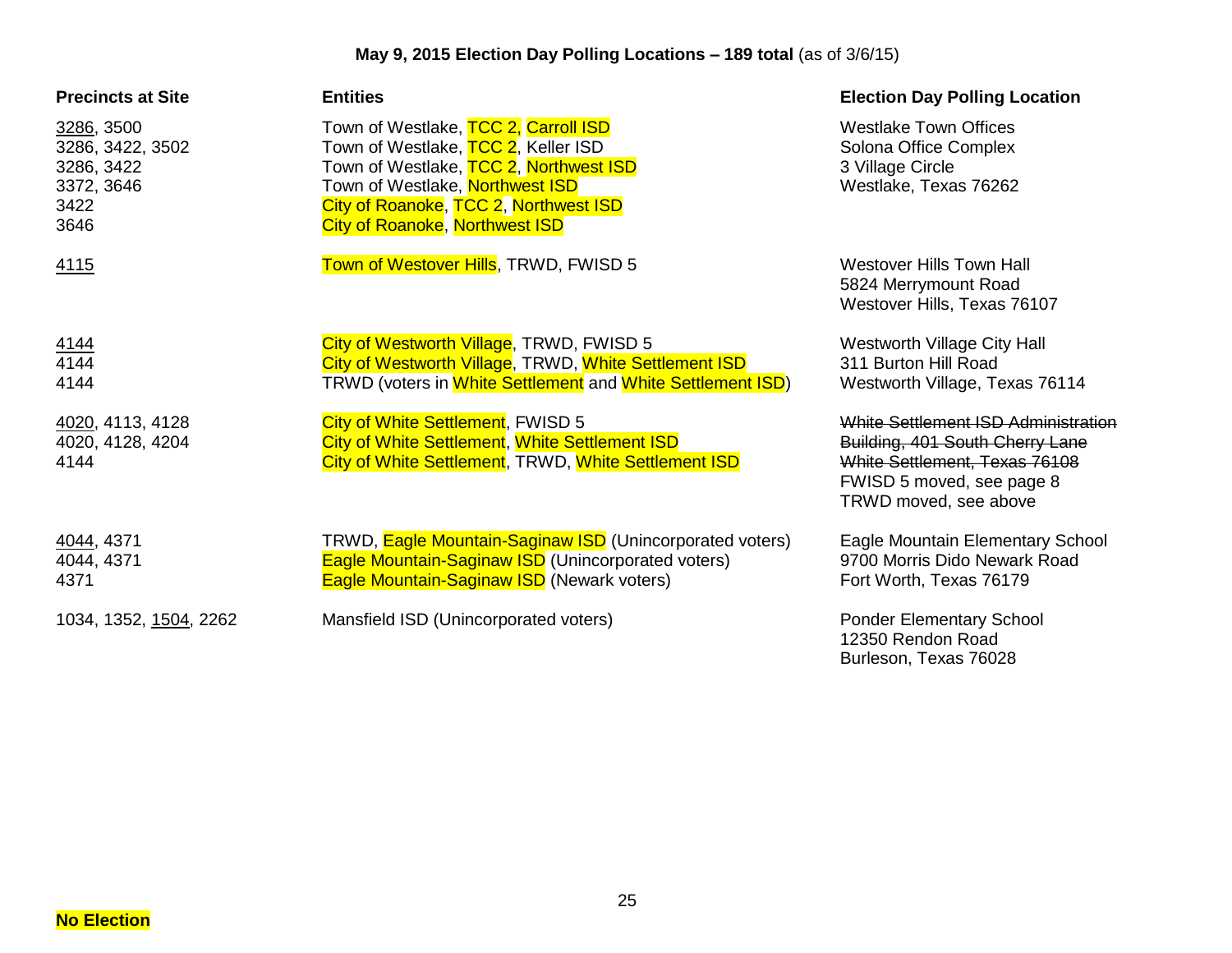**May 9, 2015 Election Day Polling Locations – 189 total** (as of 3/6/15)

| Precincts at Site | Entities | Election Day Polling Location |
|---|---|---|
| <u>3286</u>, 3500 | Town of Westlake, TCC 2, Carroll ISD | Westlake Town Offices |
| 3286, 3422, 3502 | Town of Westlake, TCC 2, Keller ISD | Solona Office Complex |
| 3286, 3422 | Town of Westlake, TCC 2, Northwest ISD | 3 Village Circle |
| 3372, 3646 | Town of Westlake, Northwest ISD | Westlake, Texas 76262 |
| 3422 | City of Roanoke, TCC 2, Northwest ISD | |
| 3646 | City of Roanoke, Northwest ISD | |
| <u>4115</u> | Town of Westover Hills, TRWD, FWISD 5 | Westover Hills Town Hall<br>5824 Merrymount Road<br>Westover Hills, Texas 76107 |
| <u>4144</u> | City of Westworth Village, TRWD, FWISD 5 | Westworth Village City Hall |
| 4144 | City of Westworth Village, TRWD, White Settlement ISD | 311 Burton Hill Road |
| 4144 | TRWD (voters in White Settlement and White Settlement ISD) | Westworth Village, Texas 76114 |
| <u>4020</u>, 4113, 4128 | City of White Settlement, FWISD 5 | ~~White Settlement ISD Administration~~ |
| 4020, 4128, 4204 | City of White Settlement, White Settlement ISD | ~~Building, 401 South Cherry Lane~~ |
| 4144 | City of White Settlement, TRWD, White Settlement ISD | ~~White Settlement, Texas 76108~~<br>FWISD 5 moved, see page 8<br>TRWD moved, see above |
| <u>4044</u>, 4371 | TRWD, Eagle Mountain-Saginaw ISD (Unincorporated voters) | Eagle Mountain Elementary School |
| 4044, 4371 | Eagle Mountain-Saginaw ISD (Unincorporated voters) | 9700 Morris Dido Newark Road |
| 4371 | Eagle Mountain-Saginaw ISD (Newark voters) | Fort Worth, Texas 76179 |
| 1034, 1352, <u>1504</u>, 2262 | Mansfield ISD (Unincorporated voters) | Ponder Elementary School<br>12350 Rendon Road<br>Burleson, Texas 76028 |

**No Election**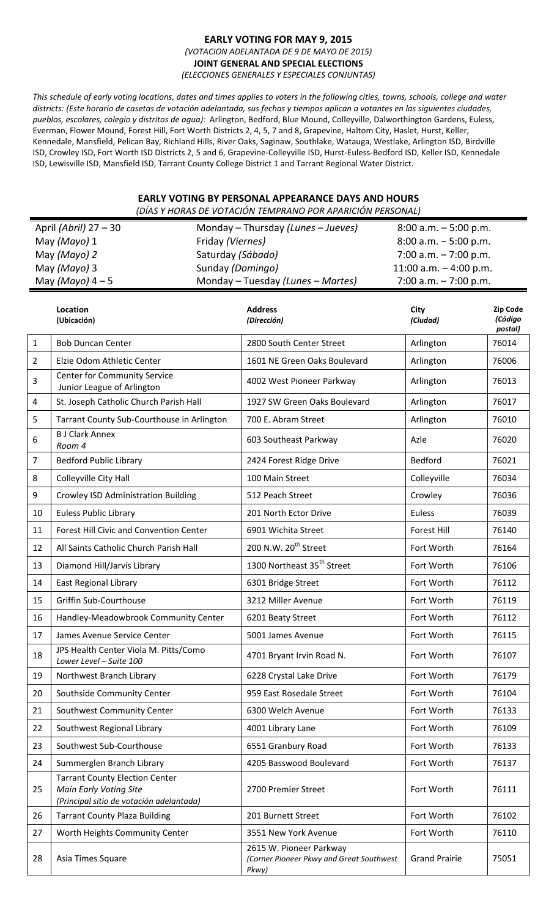# EARLY VOTING FOR MAY 9, 2015

*(VOTACION ADELANTADA DE 9 DE MAYO DE 2015)*

**JOINT GENERAL AND SPECIAL ELECTIONS**

*(ELECCIONES GENERALES Y ESPECIALES CONJUNTAS)*

*This schedule of early voting locations, dates and times applies to voters in the following cities, towns, schools, college and water districts: (Este horario de casetas de votación adelantada, sus fechas y tiempos aplican a votantes en las siguientes ciudades, pueblos, escolares, colegio y distritos de agua):* Arlington, Bedford, Blue Mound, Colleyville, Dalworthington Gardens, Euless, Everman, Flower Mound, Forest Hill, Fort Worth Districts 2, 4, 5, 7 and 8, Grapevine, Haltom City, Haslet, Hurst, Keller, Kennedale, Mansfield, Pelican Bay, Richland Hills, River Oaks, Saginaw, Southlake, Watauga, Westlake, Arlington ISD, Birdville ISD, Crowley ISD, Fort Worth ISD Districts 2, 5 and 6, Grapevine-Colleyville ISD, Hurst-Euless-Bedford ISD, Keller ISD, Kennedale ISD, Lewisville ISD, Mansfield ISD, Tarrant County College District 1 and Tarrant Regional Water District.

## EARLY VOTING BY PERSONAL APPEARANCE DAYS AND HOURS

*(DÍAS Y HORAS DE VOTACIÓN TEMPRANO POR APARICIÓN PERSONAL)*

| | | |
|---|---|---|
| April *(Abril)* 27 – 30 | Monday – Thursday *(Lunes – Jueves)* | 8:00 a.m. – 5:00 p.m. |
| May *(Mayo)* 1 | Friday *(Viernes)* | 8:00 a.m. – 5:00 p.m. |
| May *(Mayo)* 2 | Saturday *(Sábado)* | 7:00 a.m. – 7:00 p.m. |
| May *(Mayo)* 3 | Sunday *(Domingo)* | 11:00 a.m. – 4:00 p.m. |
| May *(Mayo)* 4 – 5 | Monday – Tuesday *(Lunes – Martes)* | 7:00 a.m. – 7:00 p.m. |

| | **Location** *(Ubicación)* | **Address** *(Dirección)* | **City** *(Ciudad)* | **Zip Code** *(Código postal)* |
|---|---|---|---|---|
| 1 | Bob Duncan Center | 2800 South Center Street | Arlington | 76014 |
| 2 | Elzie Odom Athletic Center | 1601 NE Green Oaks Boulevard | Arlington | 76006 |
| 3 | Center for Community Service Junior League of Arlington | 4002 West Pioneer Parkway | Arlington | 76013 |
| 4 | St. Joseph Catholic Church Parish Hall | 1927 SW Green Oaks Boulevard | Arlington | 76017 |
| 5 | Tarrant County Sub-Courthouse in Arlington | 700 E. Abram Street | Arlington | 76010 |
| 6 | B J Clark Annex *Room 4* | 603 Southeast Parkway | Azle | 76020 |
| 7 | Bedford Public Library | 2424 Forest Ridge Drive | Bedford | 76021 |
| 8 | Colleyville City Hall | 100 Main Street | Colleyville | 76034 |
| 9 | Crowley ISD Administration Building | 512 Peach Street | Crowley | 76036 |
| 10 | Euless Public Library | 201 North Ector Drive | Euless | 76039 |
| 11 | Forest Hill Civic and Convention Center | 6901 Wichita Street | Forest Hill | 76140 |
| 12 | All Saints Catholic Church Parish Hall | 200 N.W. 20th Street | Fort Worth | 76164 |
| 13 | Diamond Hill/Jarvis Library | 1300 Northeast 35th Street | Fort Worth | 76106 |
| 14 | East Regional Library | 6301 Bridge Street | Fort Worth | 76112 |
| 15 | Griffin Sub-Courthouse | 3212 Miller Avenue | Fort Worth | 76119 |
| 16 | Handley-Meadowbrook Community Center | 6201 Beaty Street | Fort Worth | 76112 |
| 17 | James Avenue Service Center | 5001 James Avenue | Fort Worth | 76115 |
| 18 | JPS Health Center Viola M. Pitts/Como *Lower Level – Suite 100* | 4701 Bryant Irvin Road N. | Fort Worth | 76107 |
| 19 | Northwest Branch Library | 6228 Crystal Lake Drive | Fort Worth | 76179 |
| 20 | Southside Community Center | 959 East Rosedale Street | Fort Worth | 76104 |
| 21 | Southwest Community Center | 6300 Welch Avenue | Fort Worth | 76133 |
| 22 | Southwest Regional Library | 4001 Library Lane | Fort Worth | 76109 |
| 23 | Southwest Sub-Courthouse | 6551 Granbury Road | Fort Worth | 76133 |
| 24 | Summerglen Branch Library | 4205 Basswood Boulevard | Fort Worth | 76137 |
| 25 | Tarrant County Election Center *Main Early Voting Site* *(Principal sitio de votación adelantada)* | 2700 Premier Street | Fort Worth | 76111 |
| 26 | Tarrant County Plaza Building | 201 Burnett Street | Fort Worth | 76102 |
| 27 | Worth Heights Community Center | 3551 New York Avenue | Fort Worth | 76110 |
| 28 | Asia Times Square | 2615 W. Pioneer Parkway *(Corner Pioneer Pkwy and Great Southwest Pkwy)* | Grand Prairie | 75051 |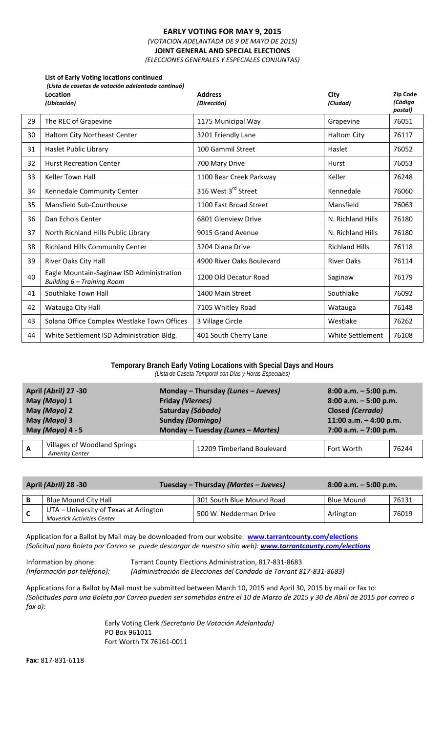# EARLY VOTING FOR MAY 9, 2015

*(VOTACION ADELANTADA DE 9 DE MAYO DE 2015)*

**JOINT GENERAL AND SPECIAL ELECTIONS**

*(ELECCIONES GENERALES Y ESPECIALES CONJUNTAS)*

**List of Early Voting locations continued**
*(Lista de casetas de votación adelantada continuó)*

| | Location *(Ubicación)* | Address *(Dirección)* | City *(Ciudad)* | Zip Code *(Código postal)* |
|---|---|---|---|---|
| 29 | The REC of Grapevine | 1175 Municipal Way | Grapevine | 76051 |
| 30 | Haltom City Northeast Center | 3201 Friendly Lane | Haltom City | 76117 |
| 31 | Haslet Public Library | 100 Gammil Street | Haslet | 76052 |
| 32 | Hurst Recreation Center | 700 Mary Drive | Hurst | 76053 |
| 33 | Keller Town Hall | 1100 Bear Creek Parkway | Keller | 76248 |
| 34 | Kennedale Community Center | 316 West 3rd Street | Kennedale | 76060 |
| 35 | Mansfield Sub-Courthouse | 1100 East Broad Street | Mansfield | 76063 |
| 36 | Dan Echols Center | 6801 Glenview Drive | N. Richland Hills | 76180 |
| 37 | North Richland Hills Public Library | 9015 Grand Avenue | N. Richland Hills | 76180 |
| 38 | Richland Hills Community Center | 3204 Diana Drive | Richland Hills | 76118 |
| 39 | River Oaks City Hall | 4900 River Oaks Boulevard | River Oaks | 76114 |
| 40 | Eagle Mountain-Saginaw ISD Administration *Building 6 – Training Room* | 1200 Old Decatur Road | Saginaw | 76179 |
| 41 | Southlake Town Hall | 1400 Main Street | Southlake | 76092 |
| 42 | Watauga City Hall | 7105 Whitley Road | Watauga | 76148 |
| 43 | Solana Office Complex Westlake Town Offices | 3 Village Circle | Westlake | 76262 |
| 44 | White Settlement ISD Administration Bldg. | 401 South Cherry Lane | White Settlement | 76108 |

## Temporary Branch Early Voting Locations with Special Days and Hours

*(Lista de Caseta Temporal con Días y Horas Especiales)*

| | | |
|---|---|---|
| **April *(Abril)* 27 -30** | **Monday – Thursday *(Lunes – Jueves)*** | **8:00 a.m. – 5:00 p.m.** |
| **May *(Mayo)* 1** | **Friday *(Viernes)*** | **8:00 a.m. – 5:00 p.m.** |
| **May *(Mayo)* 2** | **Saturday *(Sábado)*** | **Closed *(Cerrado)*** |
| **May *(Mayo)* 3** | **Sunday *(Domingo)*** | **11:00 a.m. – 4:00 p.m.** |
| **May *(Mayo)* 4 - 5** | **Monday – Tuesday *(Lunes – Martes)*** | **7:00 a.m. – 7:00 p.m.** |

| | | | | |
|---|---|---|---|---|
| A | Villages of Woodland Springs *Amenity Center* | 12209 Timberland Boulevard | Fort Worth | 76244 |

| | | |
|---|---|---|
| **April *(Abril)* 28 -30** | **Tuesday – Thursday *(Martes – Jueves)*** | **8:00 a.m. – 5:00 p.m.** |

| | | | | |
|---|---|---|---|---|
| B | Blue Mound City Hall | 301 South Blue Mound Road | Blue Mound | 76131 |
| C | UTA – University of Texas at Arlington *Maverick Activities Center* | 500 W. Nedderman Drive | Arlington | 76019 |

Application for a Ballot by Mail may be downloaded from our website: **www.tarrantcounty.com/elections**
*(Solicitud para Boleta por Correo se puede descargar de nuestro sitio web): **www.tarrantcounty.com/elections***

Information by phone: Tarrant County Elections Administration, 817-831-8683
*(Información por teléfono): (Administración de Elecciones del Condado de Tarrant 817-831-8683)*

Applications for a Ballot by Mail must be submitted between March 10, 2015 and April 30, 2015 by mail or fax to:
*(Solicitudes para una Boleta por Correo pueden ser sometidas entre el 10 de Marzo de 2015 y 30 de Abril de 2015 por correo o fax a):*

Early Voting Clerk *(Secretario De Votación Adelantada)*
PO Box 961011
Fort Worth TX 76161-0011

**Fax:** 817-831-6118